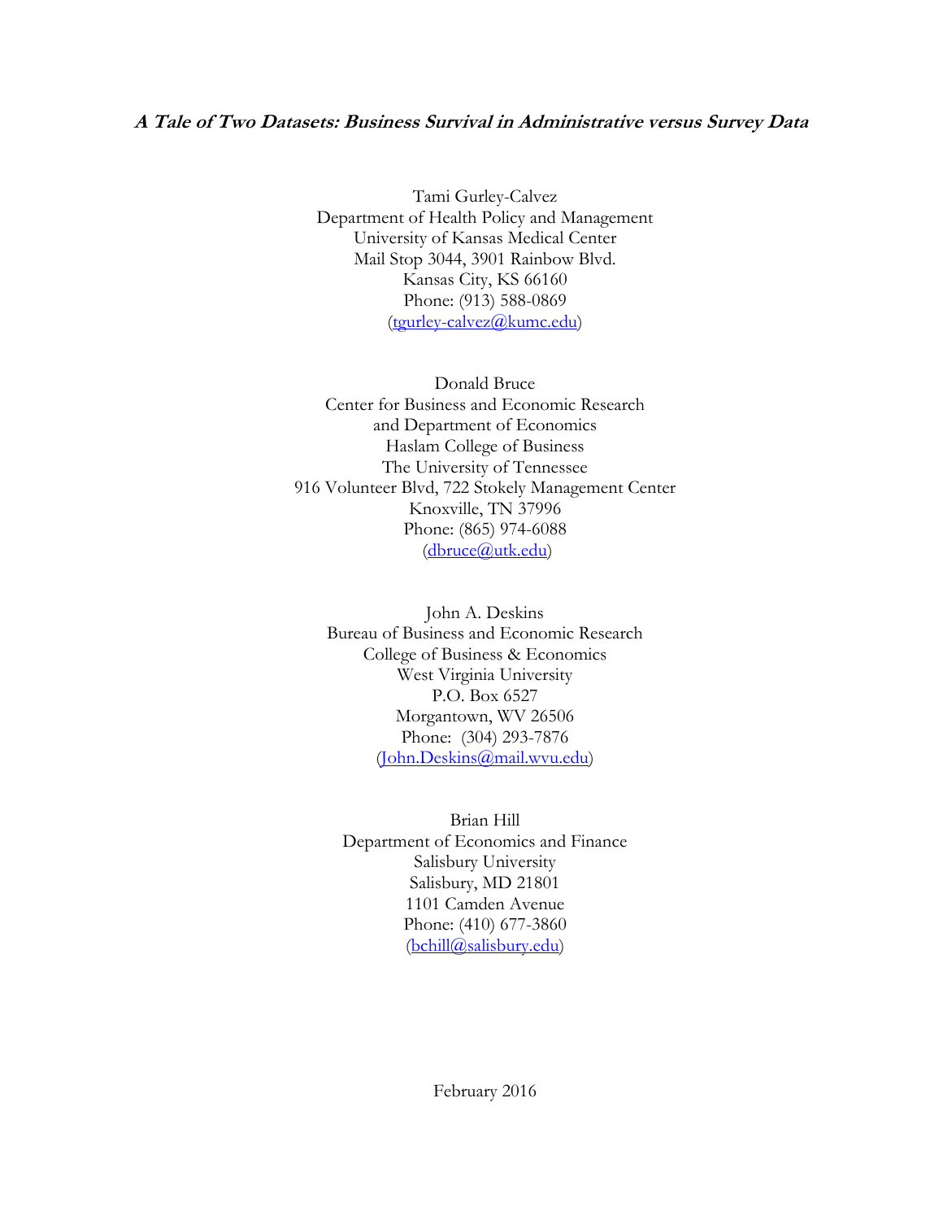***A Tale of Two Datasets: Business Survival in Administrative versus Survey Data***

Tami Gurley-Calvez
Department of Health Policy and Management
University of Kansas Medical Center
Mail Stop 3044, 3901 Rainbow Blvd.
Kansas City, KS 66160
Phone: (913) 588-0869
(tgurley-calvez@kumc.edu)

Donald Bruce
Center for Business and Economic Research
and Department of Economics
Haslam College of Business
The University of Tennessee
916 Volunteer Blvd, 722 Stokely Management Center
Knoxville, TN 37996
Phone: (865) 974-6088
(dbruce@utk.edu)

John A. Deskins
Bureau of Business and Economic Research
College of Business & Economics
West Virginia University
P.O. Box 6527
Morgantown, WV 26506
Phone: (304) 293-7876
(John.Deskins@mail.wvu.edu)

Brian Hill
Department of Economics and Finance
Salisbury University
Salisbury, MD 21801
1101 Camden Avenue
Phone: (410) 677-3860
(bchill@salisbury.edu)

February 2016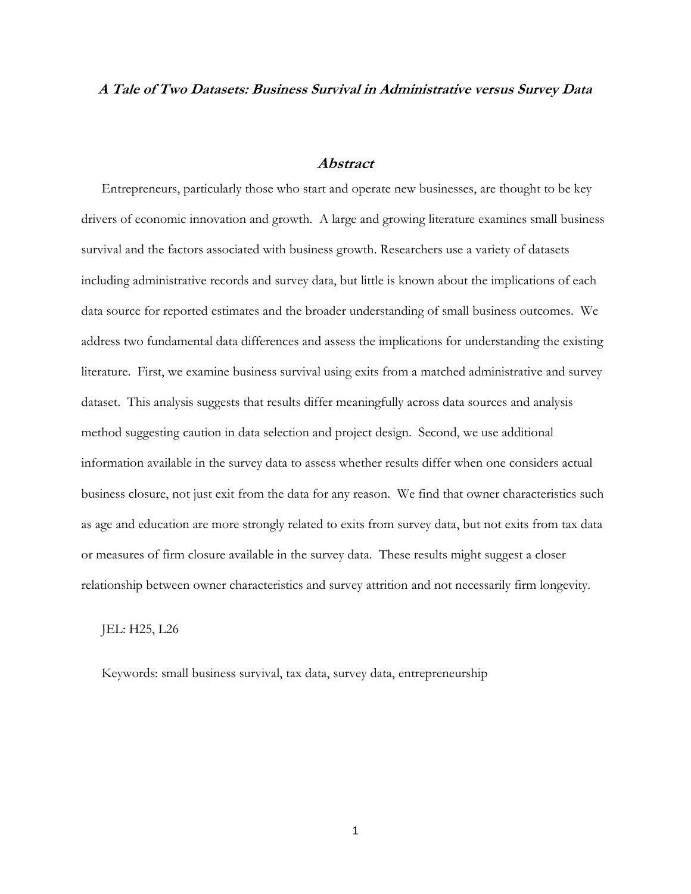# *A Tale of Two Datasets: Business Survival in Administrative versus Survey Data*

## *Abstract*

Entrepreneurs, particularly those who start and operate new businesses, are thought to be key drivers of economic innovation and growth. A large and growing literature examines small business survival and the factors associated with business growth. Researchers use a variety of datasets including administrative records and survey data, but little is known about the implications of each data source for reported estimates and the broader understanding of small business outcomes. We address two fundamental data differences and assess the implications for understanding the existing literature. First, we examine business survival using exits from a matched administrative and survey dataset. This analysis suggests that results differ meaningfully across data sources and analysis method suggesting caution in data selection and project design. Second, we use additional information available in the survey data to assess whether results differ when one considers actual business closure, not just exit from the data for any reason. We find that owner characteristics such as age and education are more strongly related to exits from survey data, but not exits from tax data or measures of firm closure available in the survey data. These results might suggest a closer relationship between owner characteristics and survey attrition and not necessarily firm longevity.

JEL: H25, L26

Keywords: small business survival, tax data, survey data, entrepreneurship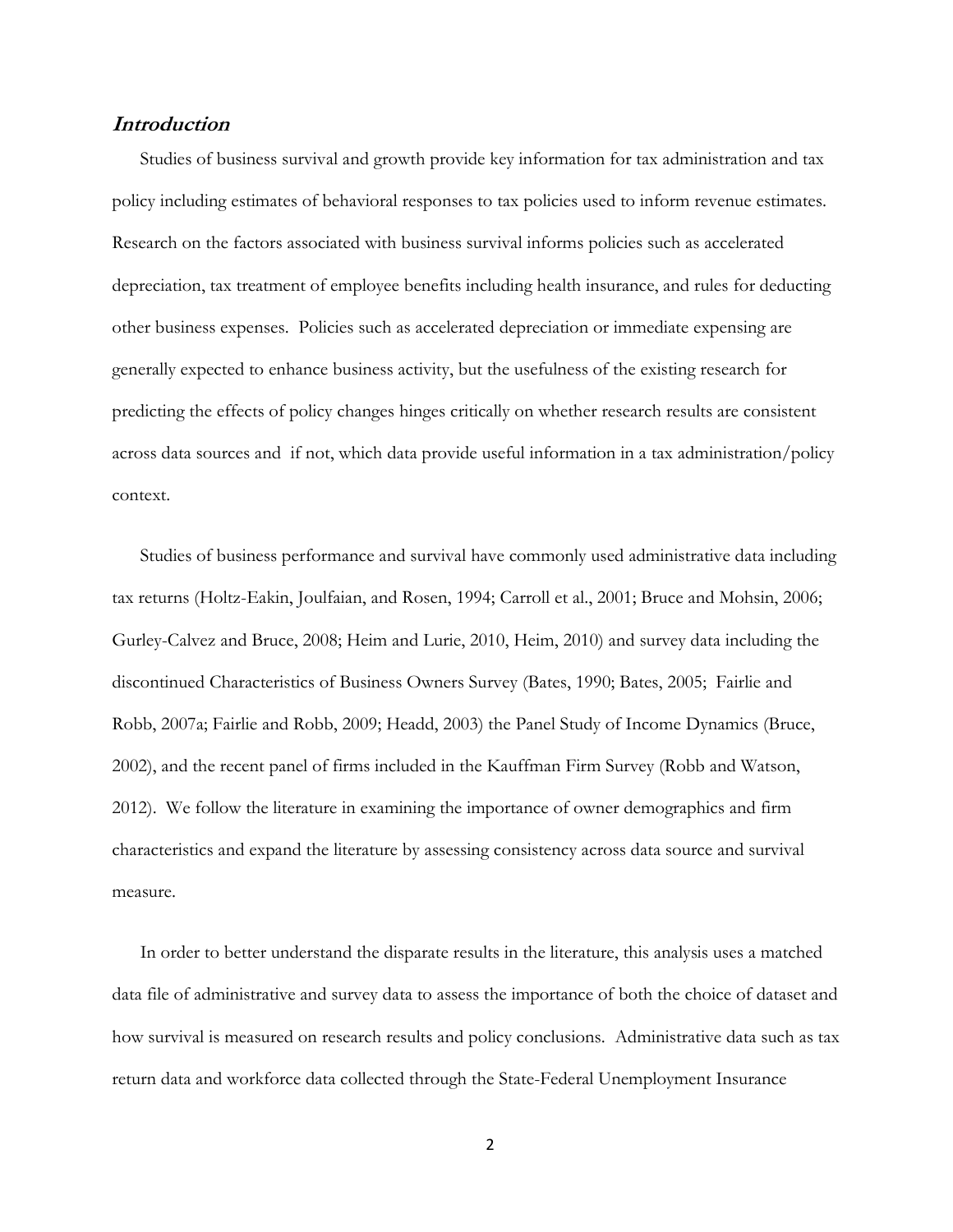## *Introduction*

Studies of business survival and growth provide key information for tax administration and tax policy including estimates of behavioral responses to tax policies used to inform revenue estimates. Research on the factors associated with business survival informs policies such as accelerated depreciation, tax treatment of employee benefits including health insurance, and rules for deducting other business expenses. Policies such as accelerated depreciation or immediate expensing are generally expected to enhance business activity, but the usefulness of the existing research for predicting the effects of policy changes hinges critically on whether research results are consistent across data sources and if not, which data provide useful information in a tax administration/policy context.

Studies of business performance and survival have commonly used administrative data including tax returns (Holtz-Eakin, Joulfaian, and Rosen, 1994; Carroll et al., 2001; Bruce and Mohsin, 2006; Gurley-Calvez and Bruce, 2008; Heim and Lurie, 2010, Heim, 2010) and survey data including the discontinued Characteristics of Business Owners Survey (Bates, 1990; Bates, 2005; Fairlie and Robb, 2007a; Fairlie and Robb, 2009; Headd, 2003) the Panel Study of Income Dynamics (Bruce, 2002), and the recent panel of firms included in the Kauffman Firm Survey (Robb and Watson, 2012). We follow the literature in examining the importance of owner demographics and firm characteristics and expand the literature by assessing consistency across data source and survival measure.

In order to better understand the disparate results in the literature, this analysis uses a matched data file of administrative and survey data to assess the importance of both the choice of dataset and how survival is measured on research results and policy conclusions. Administrative data such as tax return data and workforce data collected through the State-Federal Unemployment Insurance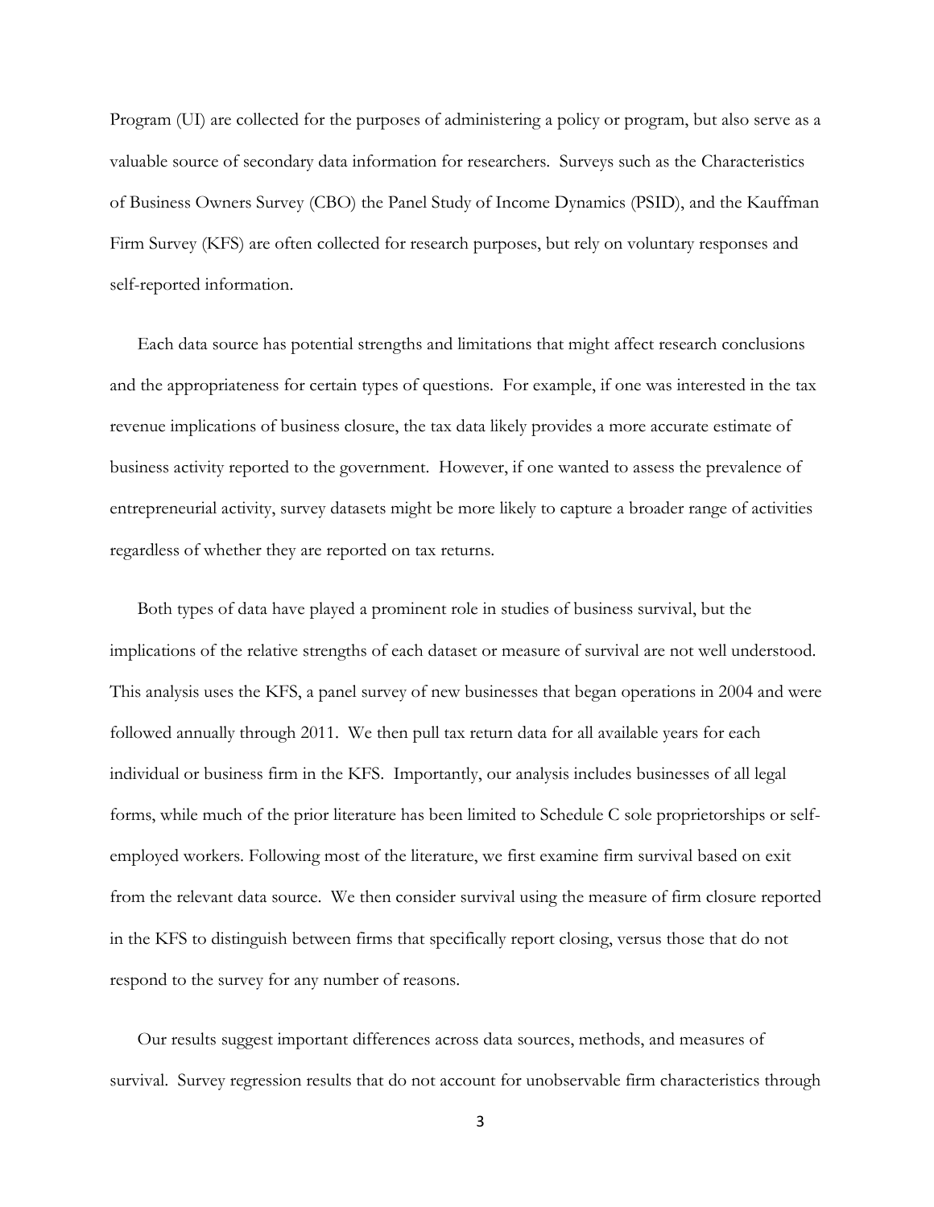Program (UI) are collected for the purposes of administering a policy or program, but also serve as a valuable source of secondary data information for researchers. Surveys such as the Characteristics of Business Owners Survey (CBO) the Panel Study of Income Dynamics (PSID), and the Kauffman Firm Survey (KFS) are often collected for research purposes, but rely on voluntary responses and self-reported information.

Each data source has potential strengths and limitations that might affect research conclusions and the appropriateness for certain types of questions. For example, if one was interested in the tax revenue implications of business closure, the tax data likely provides a more accurate estimate of business activity reported to the government. However, if one wanted to assess the prevalence of entrepreneurial activity, survey datasets might be more likely to capture a broader range of activities regardless of whether they are reported on tax returns.

Both types of data have played a prominent role in studies of business survival, but the implications of the relative strengths of each dataset or measure of survival are not well understood. This analysis uses the KFS, a panel survey of new businesses that began operations in 2004 and were followed annually through 2011. We then pull tax return data for all available years for each individual or business firm in the KFS. Importantly, our analysis includes businesses of all legal forms, while much of the prior literature has been limited to Schedule C sole proprietorships or self-employed workers. Following most of the literature, we first examine firm survival based on exit from the relevant data source. We then consider survival using the measure of firm closure reported in the KFS to distinguish between firms that specifically report closing, versus those that do not respond to the survey for any number of reasons.

Our results suggest important differences across data sources, methods, and measures of survival. Survey regression results that do not account for unobservable firm characteristics through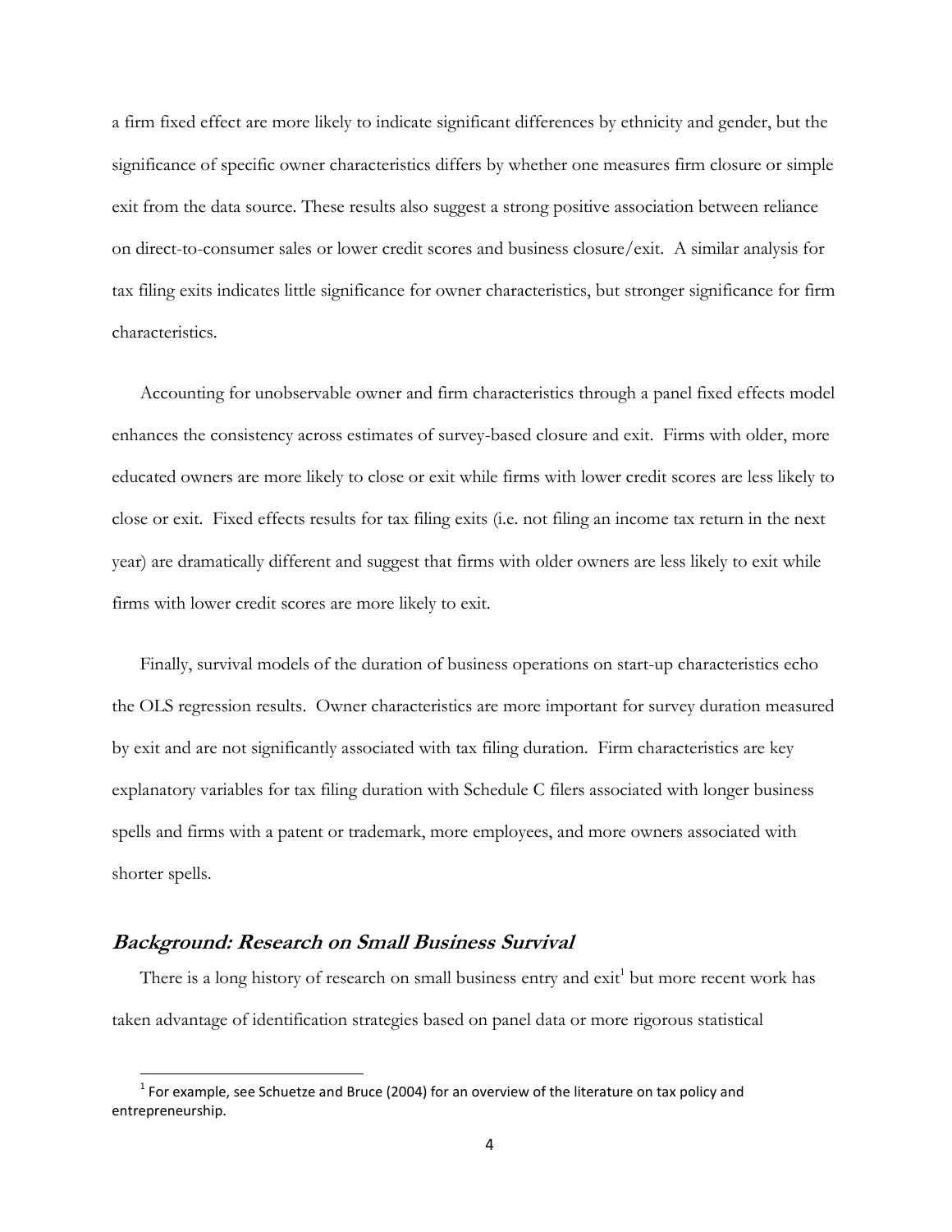a firm fixed effect are more likely to indicate significant differences by ethnicity and gender, but the significance of specific owner characteristics differs by whether one measures firm closure or simple exit from the data source. These results also suggest a strong positive association between reliance on direct-to-consumer sales or lower credit scores and business closure/exit. A similar analysis for tax filing exits indicates little significance for owner characteristics, but stronger significance for firm characteristics.

Accounting for unobservable owner and firm characteristics through a panel fixed effects model enhances the consistency across estimates of survey-based closure and exit. Firms with older, more educated owners are more likely to close or exit while firms with lower credit scores are less likely to close or exit. Fixed effects results for tax filing exits (i.e. not filing an income tax return in the next year) are dramatically different and suggest that firms with older owners are less likely to exit while firms with lower credit scores are more likely to exit.

Finally, survival models of the duration of business operations on start-up characteristics echo the OLS regression results. Owner characteristics are more important for survey duration measured by exit and are not significantly associated with tax filing duration. Firm characteristics are key explanatory variables for tax filing duration with Schedule C filers associated with longer business spells and firms with a patent or trademark, more employees, and more owners associated with shorter spells.

## *Background: Research on Small Business Survival*

There is a long history of research on small business entry and exit[1] but more recent work has taken advantage of identification strategies based on panel data or more rigorous statistical

[1] For example, see Schuetze and Bruce (2004) for an overview of the literature on tax policy and entrepreneurship.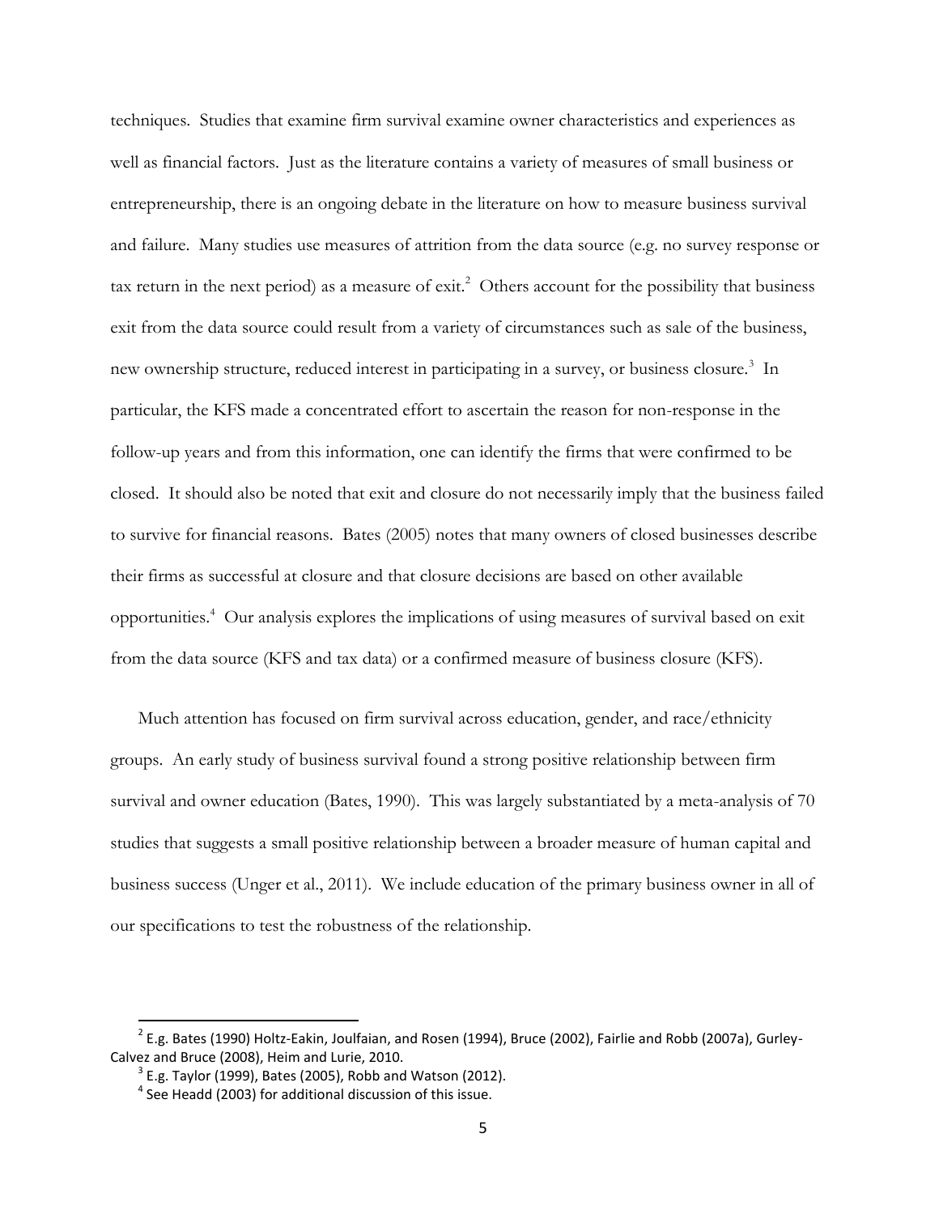techniques. Studies that examine firm survival examine owner characteristics and experiences as well as financial factors. Just as the literature contains a variety of measures of small business or entrepreneurship, there is an ongoing debate in the literature on how to measure business survival and failure. Many studies use measures of attrition from the data source (e.g. no survey response or tax return in the next period) as a measure of exit.[2] Others account for the possibility that business exit from the data source could result from a variety of circumstances such as sale of the business, new ownership structure, reduced interest in participating in a survey, or business closure.[3] In particular, the KFS made a concentrated effort to ascertain the reason for non-response in the follow-up years and from this information, one can identify the firms that were confirmed to be closed. It should also be noted that exit and closure do not necessarily imply that the business failed to survive for financial reasons. Bates (2005) notes that many owners of closed businesses describe their firms as successful at closure and that closure decisions are based on other available opportunities.[4] Our analysis explores the implications of using measures of survival based on exit from the data source (KFS and tax data) or a confirmed measure of business closure (KFS).

Much attention has focused on firm survival across education, gender, and race/ethnicity groups. An early study of business survival found a strong positive relationship between firm survival and owner education (Bates, 1990). This was largely substantiated by a meta-analysis of 70 studies that suggests a small positive relationship between a broader measure of human capital and business success (Unger et al., 2011). We include education of the primary business owner in all of our specifications to test the robustness of the relationship.

[2] E.g. Bates (1990) Holtz-Eakin, Joulfaian, and Rosen (1994), Bruce (2002), Fairlie and Robb (2007a), Gurley-Calvez and Bruce (2008), Heim and Lurie, 2010.

[3] E.g. Taylor (1999), Bates (2005), Robb and Watson (2012).

[4] See Headd (2003) for additional discussion of this issue.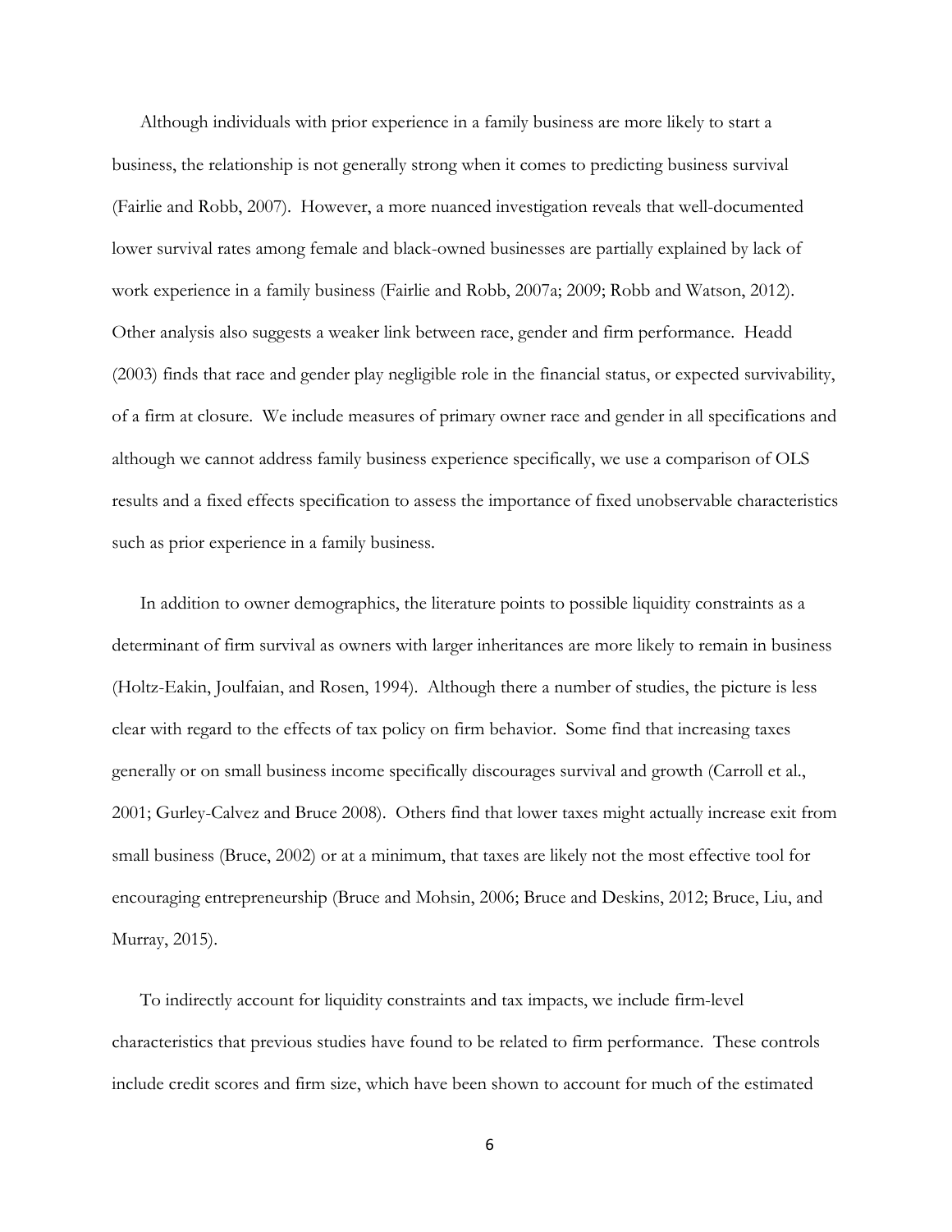Although individuals with prior experience in a family business are more likely to start a business, the relationship is not generally strong when it comes to predicting business survival (Fairlie and Robb, 2007). However, a more nuanced investigation reveals that well-documented lower survival rates among female and black-owned businesses are partially explained by lack of work experience in a family business (Fairlie and Robb, 2007a; 2009; Robb and Watson, 2012). Other analysis also suggests a weaker link between race, gender and firm performance. Headd (2003) finds that race and gender play negligible role in the financial status, or expected survivability, of a firm at closure. We include measures of primary owner race and gender in all specifications and although we cannot address family business experience specifically, we use a comparison of OLS results and a fixed effects specification to assess the importance of fixed unobservable characteristics such as prior experience in a family business.

In addition to owner demographics, the literature points to possible liquidity constraints as a determinant of firm survival as owners with larger inheritances are more likely to remain in business (Holtz-Eakin, Joulfaian, and Rosen, 1994). Although there a number of studies, the picture is less clear with regard to the effects of tax policy on firm behavior. Some find that increasing taxes generally or on small business income specifically discourages survival and growth (Carroll et al., 2001; Gurley-Calvez and Bruce 2008). Others find that lower taxes might actually increase exit from small business (Bruce, 2002) or at a minimum, that taxes are likely not the most effective tool for encouraging entrepreneurship (Bruce and Mohsin, 2006; Bruce and Deskins, 2012; Bruce, Liu, and Murray, 2015).

To indirectly account for liquidity constraints and tax impacts, we include firm-level characteristics that previous studies have found to be related to firm performance. These controls include credit scores and firm size, which have been shown to account for much of the estimated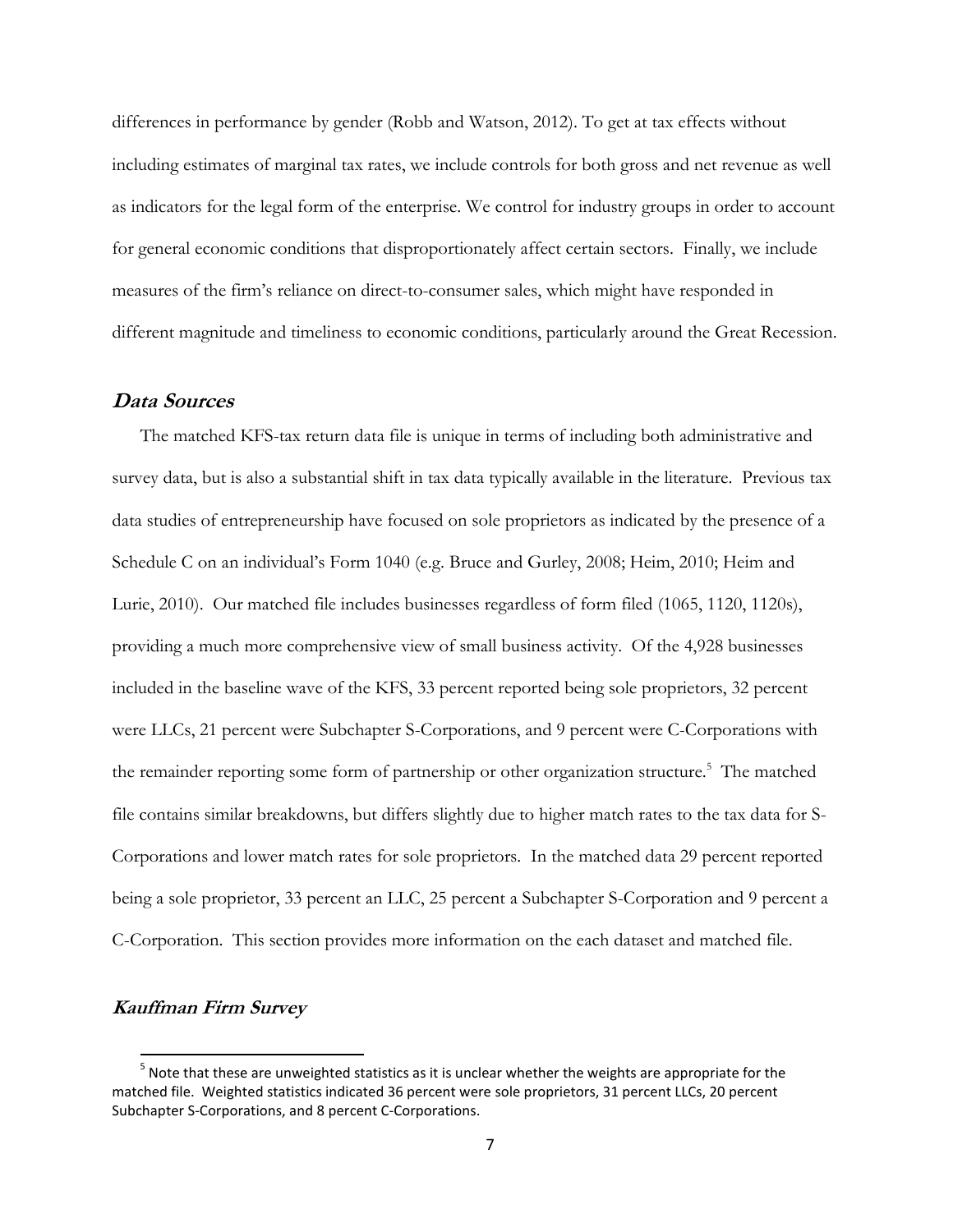differences in performance by gender (Robb and Watson, 2012). To get at tax effects without including estimates of marginal tax rates, we include controls for both gross and net revenue as well as indicators for the legal form of the enterprise. We control for industry groups in order to account for general economic conditions that disproportionately affect certain sectors. Finally, we include measures of the firm's reliance on direct-to-consumer sales, which might have responded in different magnitude and timeliness to economic conditions, particularly around the Great Recession.

## *Data Sources*

The matched KFS-tax return data file is unique in terms of including both administrative and survey data, but is also a substantial shift in tax data typically available in the literature. Previous tax data studies of entrepreneurship have focused on sole proprietors as indicated by the presence of a Schedule C on an individual's Form 1040 (e.g. Bruce and Gurley, 2008; Heim, 2010; Heim and Lurie, 2010). Our matched file includes businesses regardless of form filed (1065, 1120, 1120s), providing a much more comprehensive view of small business activity. Of the 4,928 businesses included in the baseline wave of the KFS, 33 percent reported being sole proprietors, 32 percent were LLCs, 21 percent were Subchapter S-Corporations, and 9 percent were C-Corporations with the remainder reporting some form of partnership or other organization structure.[5] The matched file contains similar breakdowns, but differs slightly due to higher match rates to the tax data for S-Corporations and lower match rates for sole proprietors. In the matched data 29 percent reported being a sole proprietor, 33 percent an LLC, 25 percent a Subchapter S-Corporation and 9 percent a C-Corporation. This section provides more information on the each dataset and matched file.

## *Kauffman Firm Survey*

[5] Note that these are unweighted statistics as it is unclear whether the weights are appropriate for the matched file. Weighted statistics indicated 36 percent were sole proprietors, 31 percent LLCs, 20 percent Subchapter S-Corporations, and 8 percent C-Corporations.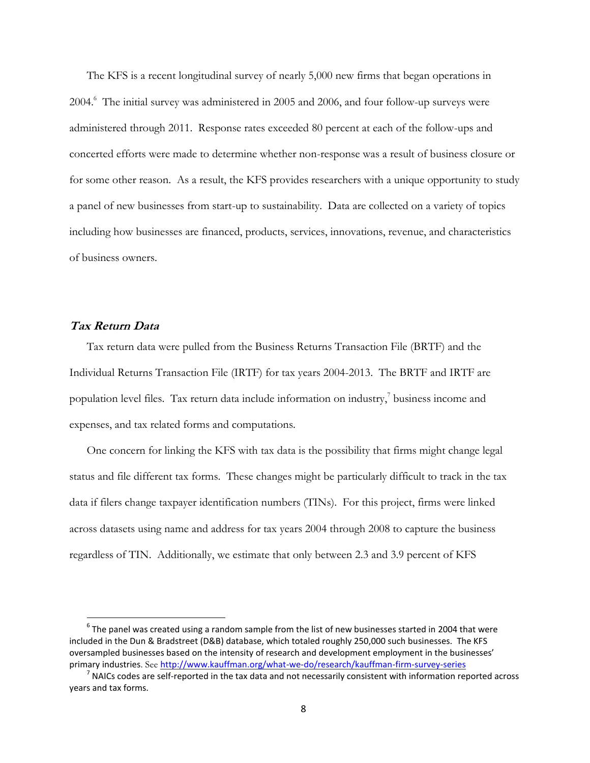The KFS is a recent longitudinal survey of nearly 5,000 new firms that began operations in 2004.[6] The initial survey was administered in 2005 and 2006, and four follow-up surveys were administered through 2011. Response rates exceeded 80 percent at each of the follow-ups and concerted efforts were made to determine whether non-response was a result of business closure or for some other reason. As a result, the KFS provides researchers with a unique opportunity to study a panel of new businesses from start-up to sustainability. Data are collected on a variety of topics including how businesses are financed, products, services, innovations, revenue, and characteristics of business owners.

### *Tax Return Data*

Tax return data were pulled from the Business Returns Transaction File (BRTF) and the Individual Returns Transaction File (IRTF) for tax years 2004-2013. The BRTF and IRTF are population level files. Tax return data include information on industry,[7] business income and expenses, and tax related forms and computations.

One concern for linking the KFS with tax data is the possibility that firms might change legal status and file different tax forms. These changes might be particularly difficult to track in the tax data if filers change taxpayer identification numbers (TINs). For this project, firms were linked across datasets using name and address for tax years 2004 through 2008 to capture the business regardless of TIN. Additionally, we estimate that only between 2.3 and 3.9 percent of KFS

---

[6] The panel was created using a random sample from the list of new businesses started in 2004 that were included in the Dun & Bradstreet (D&B) database, which totaled roughly 250,000 such businesses. The KFS oversampled businesses based on the intensity of research and development employment in the businesses' primary industries. See http://www.kauffman.org/what-we-do/research/kauffman-firm-survey-series

[7] NAICs codes are self-reported in the tax data and not necessarily consistent with information reported across years and tax forms.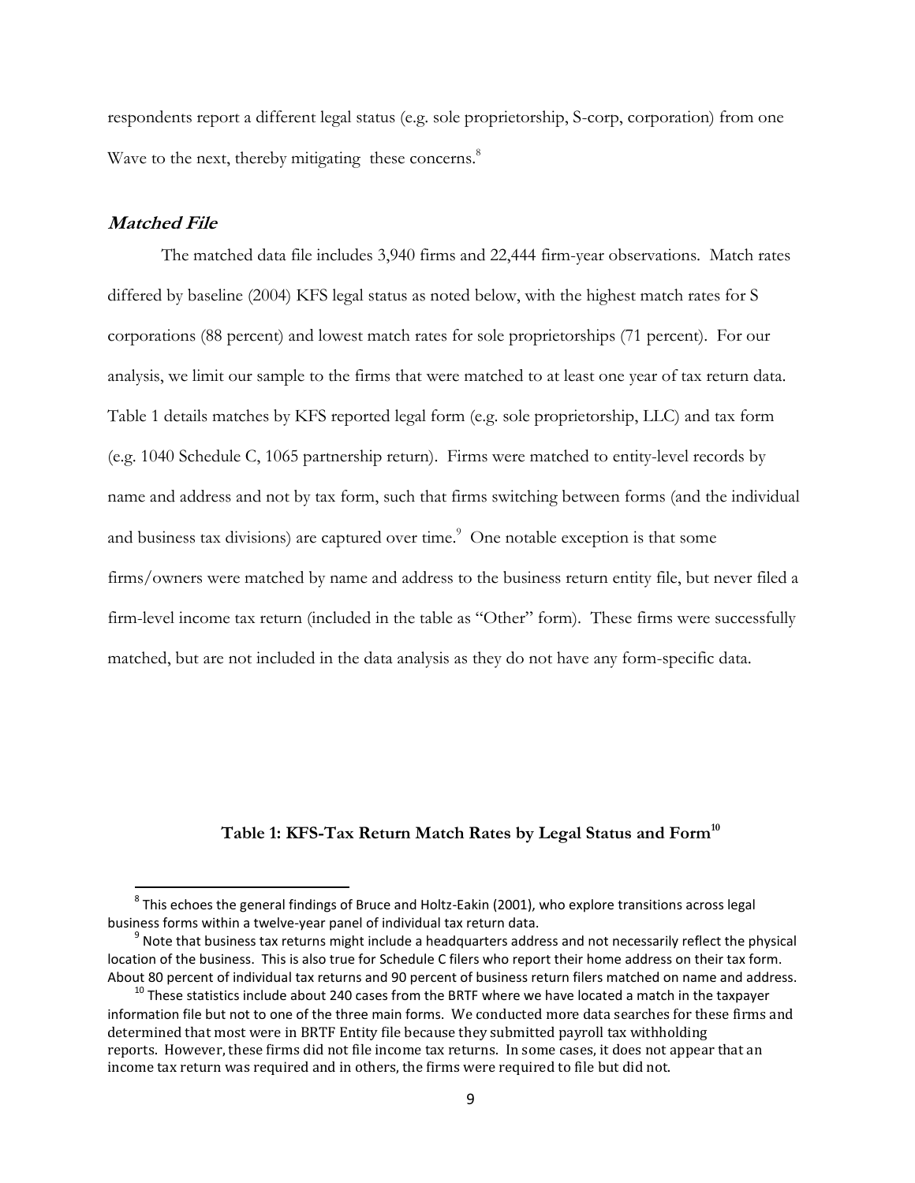respondents report a different legal status (e.g. sole proprietorship, S-corp, corporation) from one Wave to the next, thereby mitigating these concerns.[8]

### *Matched File*

The matched data file includes 3,940 firms and 22,444 firm-year observations. Match rates differed by baseline (2004) KFS legal status as noted below, with the highest match rates for S corporations (88 percent) and lowest match rates for sole proprietorships (71 percent). For our analysis, we limit our sample to the firms that were matched to at least one year of tax return data. Table 1 details matches by KFS reported legal form (e.g. sole proprietorship, LLC) and tax form (e.g. 1040 Schedule C, 1065 partnership return). Firms were matched to entity-level records by name and address and not by tax form, such that firms switching between forms (and the individual and business tax divisions) are captured over time.[9] One notable exception is that some firms/owners were matched by name and address to the business return entity file, but never filed a firm-level income tax return (included in the table as "Other" form). These firms were successfully matched, but are not included in the data analysis as they do not have any form-specific data.

**Table 1: KFS-Tax Return Match Rates by Legal Status and Form[10]**

[8] This echoes the general findings of Bruce and Holtz-Eakin (2001), who explore transitions across legal business forms within a twelve-year panel of individual tax return data.

[9] Note that business tax returns might include a headquarters address and not necessarily reflect the physical location of the business. This is also true for Schedule C filers who report their home address on their tax form. About 80 percent of individual tax returns and 90 percent of business return filers matched on name and address.

[10] These statistics include about 240 cases from the BRTF where we have located a match in the taxpayer information file but not to one of the three main forms. We conducted more data searches for these firms and determined that most were in BRTF Entity file because they submitted payroll tax withholding reports. However, these firms did not file income tax returns. In some cases, it does not appear that an income tax return was required and in others, the firms were required to file but did not.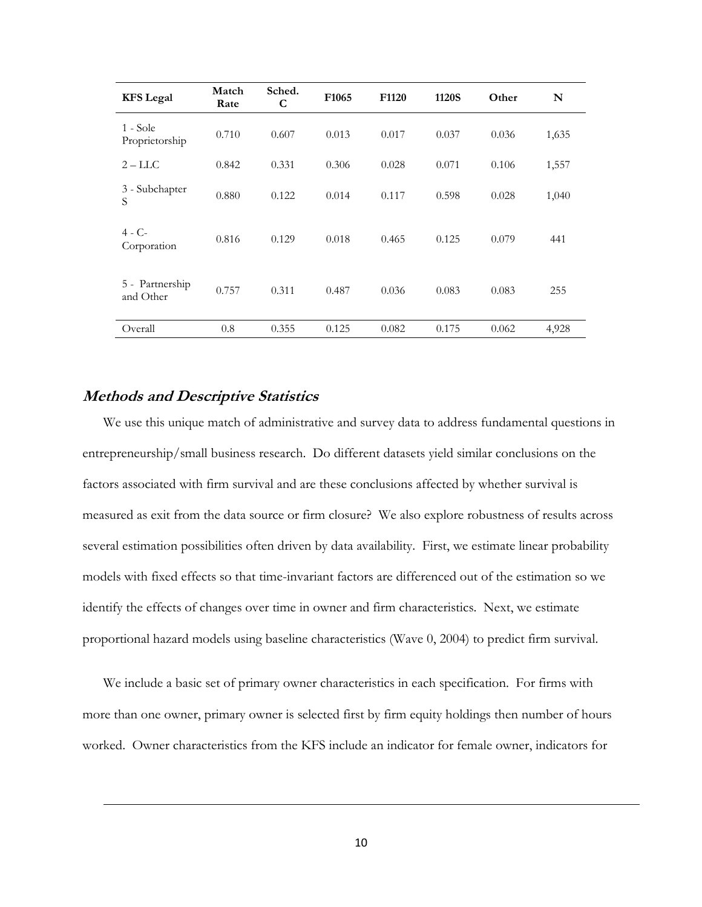| KFS Legal | Match Rate | Sched. C | F1065 | F1120 | 1120S | Other | N |
|---|---|---|---|---|---|---|---|
| 1 - Sole Proprietorship | 0.710 | 0.607 | 0.013 | 0.017 | 0.037 | 0.036 | 1,635 |
| 2 – LLC | 0.842 | 0.331 | 0.306 | 0.028 | 0.071 | 0.106 | 1,557 |
| 3 - Subchapter S | 0.880 | 0.122 | 0.014 | 0.117 | 0.598 | 0.028 | 1,040 |
| 4 - C-Corporation | 0.816 | 0.129 | 0.018 | 0.465 | 0.125 | 0.079 | 441 |
| 5 - Partnership and Other | 0.757 | 0.311 | 0.487 | 0.036 | 0.083 | 0.083 | 255 |
| Overall | 0.8 | 0.355 | 0.125 | 0.082 | 0.175 | 0.062 | 4,928 |

## *Methods and Descriptive Statistics*

We use this unique match of administrative and survey data to address fundamental questions in entrepreneurship/small business research. Do different datasets yield similar conclusions on the factors associated with firm survival and are these conclusions affected by whether survival is measured as exit from the data source or firm closure? We also explore robustness of results across several estimation possibilities often driven by data availability. First, we estimate linear probability models with fixed effects so that time-invariant factors are differenced out of the estimation so we identify the effects of changes over time in owner and firm characteristics. Next, we estimate proportional hazard models using baseline characteristics (Wave 0, 2004) to predict firm survival.

We include a basic set of primary owner characteristics in each specification. For firms with more than one owner, primary owner is selected first by firm equity holdings then number of hours worked. Owner characteristics from the KFS include an indicator for female owner, indicators for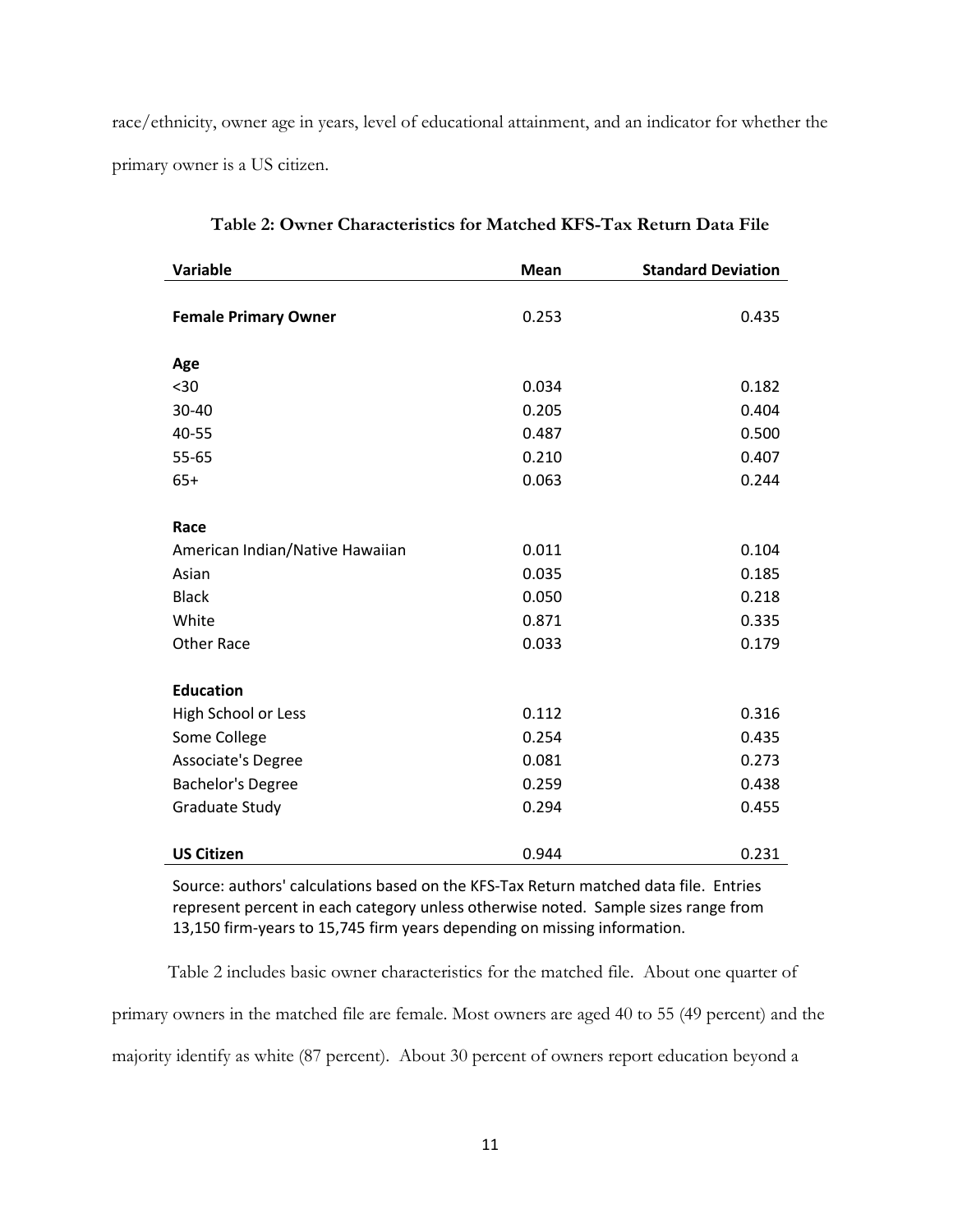race/ethnicity, owner age in years, level of educational attainment, and an indicator for whether the primary owner is a US citizen.

**Table 2: Owner Characteristics for Matched KFS-Tax Return Data File**

| Variable | Mean | Standard Deviation |
|---|---|---|
| **Female Primary Owner** | 0.253 | 0.435 |
| **Age** | | |
| <30 | 0.034 | 0.182 |
| 30-40 | 0.205 | 0.404 |
| 40-55 | 0.487 | 0.500 |
| 55-65 | 0.210 | 0.407 |
| 65+ | 0.063 | 0.244 |
| **Race** | | |
| American Indian/Native Hawaiian | 0.011 | 0.104 |
| Asian | 0.035 | 0.185 |
| Black | 0.050 | 0.218 |
| White | 0.871 | 0.335 |
| Other Race | 0.033 | 0.179 |
| **Education** | | |
| High School or Less | 0.112 | 0.316 |
| Some College | 0.254 | 0.435 |
| Associate's Degree | 0.081 | 0.273 |
| Bachelor's Degree | 0.259 | 0.438 |
| Graduate Study | 0.294 | 0.455 |
| **US Citizen** | 0.944 | 0.231 |

Source: authors' calculations based on the KFS-Tax Return matched data file. Entries represent percent in each category unless otherwise noted. Sample sizes range from 13,150 firm-years to 15,745 firm years depending on missing information.

Table 2 includes basic owner characteristics for the matched file. About one quarter of primary owners in the matched file are female. Most owners are aged 40 to 55 (49 percent) and the majority identify as white (87 percent). About 30 percent of owners report education beyond a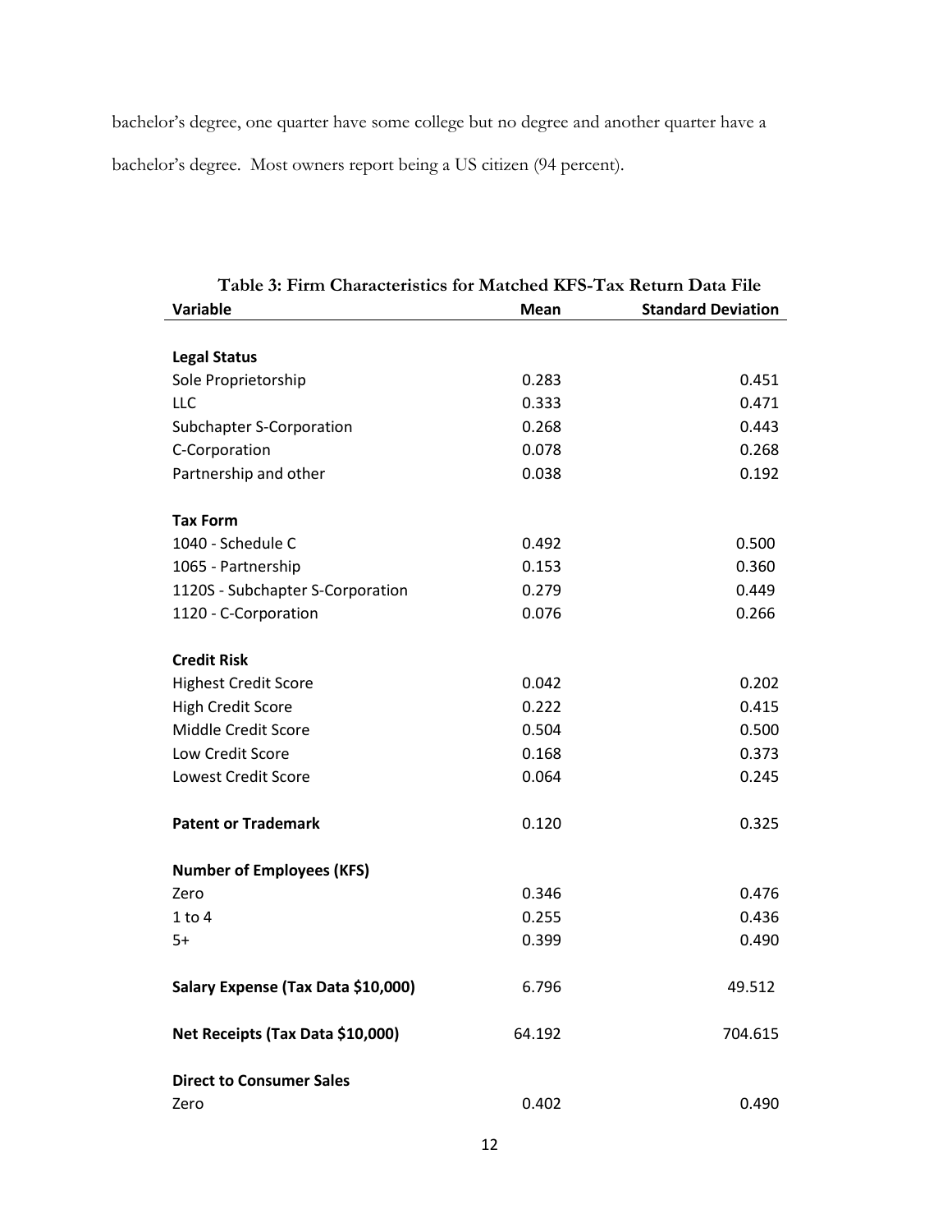bachelor's degree, one quarter have some college but no degree and another quarter have a bachelor's degree. Most owners report being a US citizen (94 percent).

**Table 3: Firm Characteristics for Matched KFS-Tax Return Data File**

| Variable | Mean | Standard Deviation |
|---|---|---|
| **Legal Status** | | |
| Sole Proprietorship | 0.283 | 0.451 |
| LLC | 0.333 | 0.471 |
| Subchapter S-Corporation | 0.268 | 0.443 |
| C-Corporation | 0.078 | 0.268 |
| Partnership and other | 0.038 | 0.192 |
| **Tax Form** | | |
| 1040 - Schedule C | 0.492 | 0.500 |
| 1065 - Partnership | 0.153 | 0.360 |
| 1120S - Subchapter S-Corporation | 0.279 | 0.449 |
| 1120 - C-Corporation | 0.076 | 0.266 |
| **Credit Risk** | | |
| Highest Credit Score | 0.042 | 0.202 |
| High Credit Score | 0.222 | 0.415 |
| Middle Credit Score | 0.504 | 0.500 |
| Low Credit Score | 0.168 | 0.373 |
| Lowest Credit Score | 0.064 | 0.245 |
| **Patent or Trademark** | 0.120 | 0.325 |
| **Number of Employees (KFS)** | | |
| Zero | 0.346 | 0.476 |
| 1 to 4 | 0.255 | 0.436 |
| 5+ | 0.399 | 0.490 |
| **Salary Expense (Tax Data $10,000)** | 6.796 | 49.512 |
| **Net Receipts (Tax Data $10,000)** | 64.192 | 704.615 |
| **Direct to Consumer Sales** | | |
| Zero | 0.402 | 0.490 |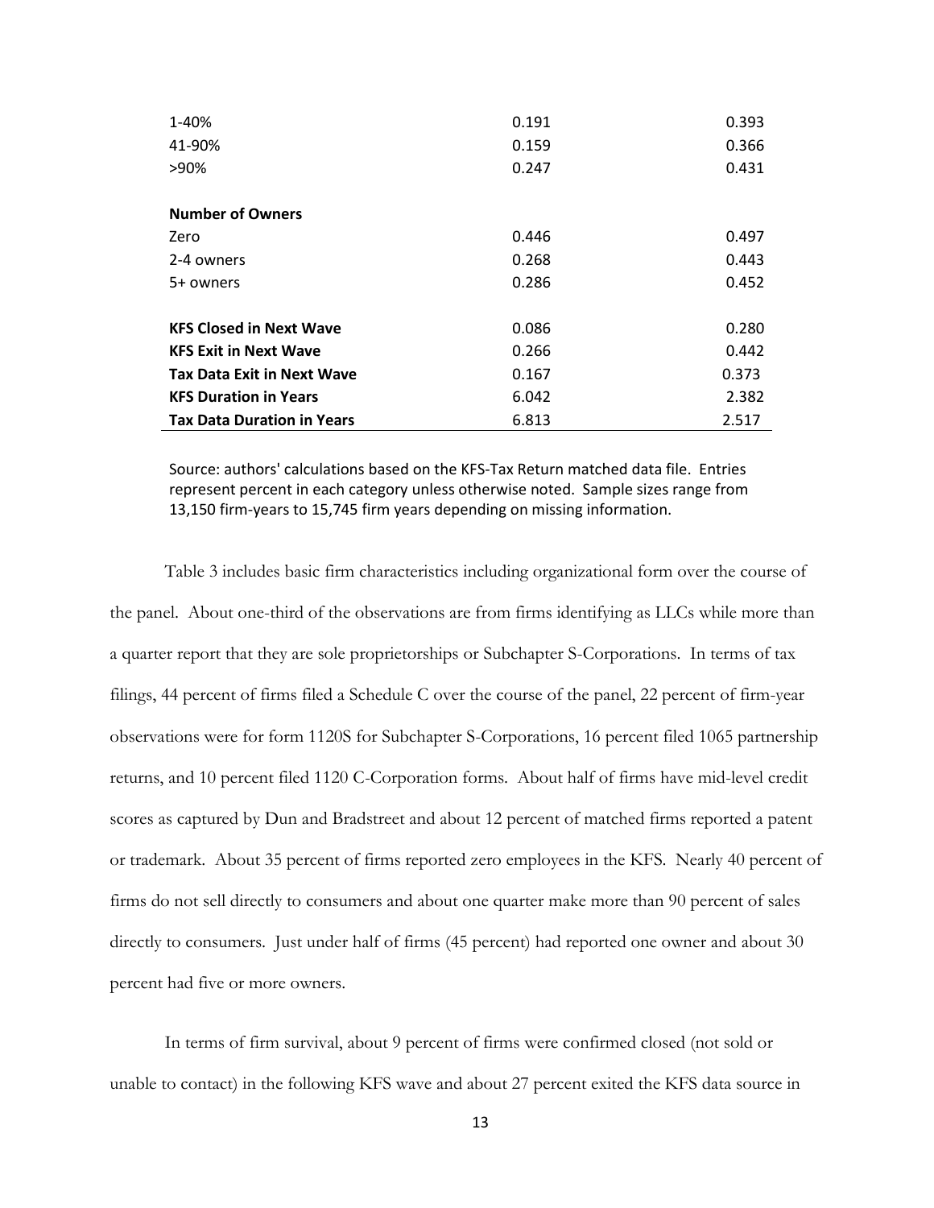| | | |
|---|---|---|
| 1-40% | 0.191 | 0.393 |
| 41-90% | 0.159 | 0.366 |
| >90% | 0.247 | 0.431 |
| | | |
| **Number of Owners** | | |
| Zero | 0.446 | 0.497 |
| 2-4 owners | 0.268 | 0.443 |
| 5+ owners | 0.286 | 0.452 |
| | | |
| **KFS Closed in Next Wave** | 0.086 | 0.280 |
| **KFS Exit in Next Wave** | 0.266 | 0.442 |
| **Tax Data Exit in Next Wave** | 0.167 | 0.373 |
| **KFS Duration in Years** | 6.042 | 2.382 |
| **Tax Data Duration in Years** | 6.813 | 2.517 |

Source: authors' calculations based on the KFS-Tax Return matched data file. Entries represent percent in each category unless otherwise noted. Sample sizes range from 13,150 firm-years to 15,745 firm years depending on missing information.

Table 3 includes basic firm characteristics including organizational form over the course of the panel. About one-third of the observations are from firms identifying as LLCs while more than a quarter report that they are sole proprietorships or Subchapter S-Corporations. In terms of tax filings, 44 percent of firms filed a Schedule C over the course of the panel, 22 percent of firm-year observations were for form 1120S for Subchapter S-Corporations, 16 percent filed 1065 partnership returns, and 10 percent filed 1120 C-Corporation forms. About half of firms have mid-level credit scores as captured by Dun and Bradstreet and about 12 percent of matched firms reported a patent or trademark. About 35 percent of firms reported zero employees in the KFS. Nearly 40 percent of firms do not sell directly to consumers and about one quarter make more than 90 percent of sales directly to consumers. Just under half of firms (45 percent) had reported one owner and about 30 percent had five or more owners.

In terms of firm survival, about 9 percent of firms were confirmed closed (not sold or unable to contact) in the following KFS wave and about 27 percent exited the KFS data source in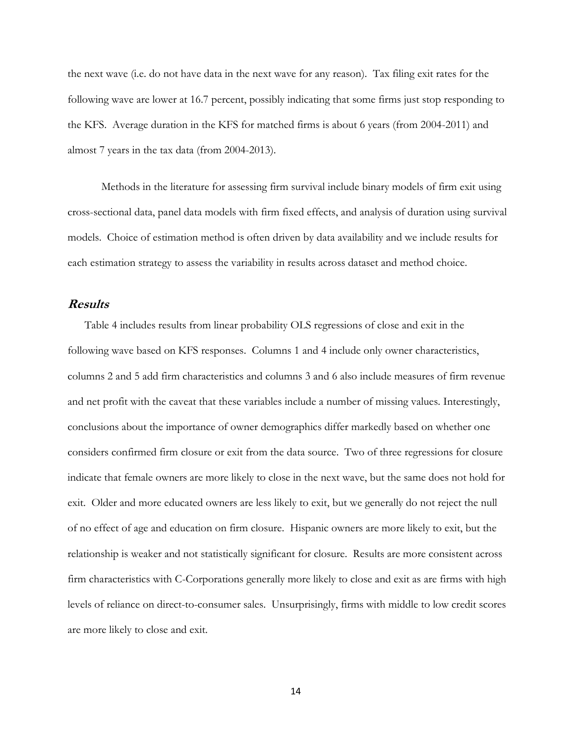the next wave (i.e. do not have data in the next wave for any reason). Tax filing exit rates for the following wave are lower at 16.7 percent, possibly indicating that some firms just stop responding to the KFS. Average duration in the KFS for matched firms is about 6 years (from 2004-2011) and almost 7 years in the tax data (from 2004-2013).

Methods in the literature for assessing firm survival include binary models of firm exit using cross-sectional data, panel data models with firm fixed effects, and analysis of duration using survival models. Choice of estimation method is often driven by data availability and we include results for each estimation strategy to assess the variability in results across dataset and method choice.

## *Results*

Table 4 includes results from linear probability OLS regressions of close and exit in the following wave based on KFS responses. Columns 1 and 4 include only owner characteristics, columns 2 and 5 add firm characteristics and columns 3 and 6 also include measures of firm revenue and net profit with the caveat that these variables include a number of missing values. Interestingly, conclusions about the importance of owner demographics differ markedly based on whether one considers confirmed firm closure or exit from the data source. Two of three regressions for closure indicate that female owners are more likely to close in the next wave, but the same does not hold for exit. Older and more educated owners are less likely to exit, but we generally do not reject the null of no effect of age and education on firm closure. Hispanic owners are more likely to exit, but the relationship is weaker and not statistically significant for closure. Results are more consistent across firm characteristics with C-Corporations generally more likely to close and exit as are firms with high levels of reliance on direct-to-consumer sales. Unsurprisingly, firms with middle to low credit scores are more likely to close and exit.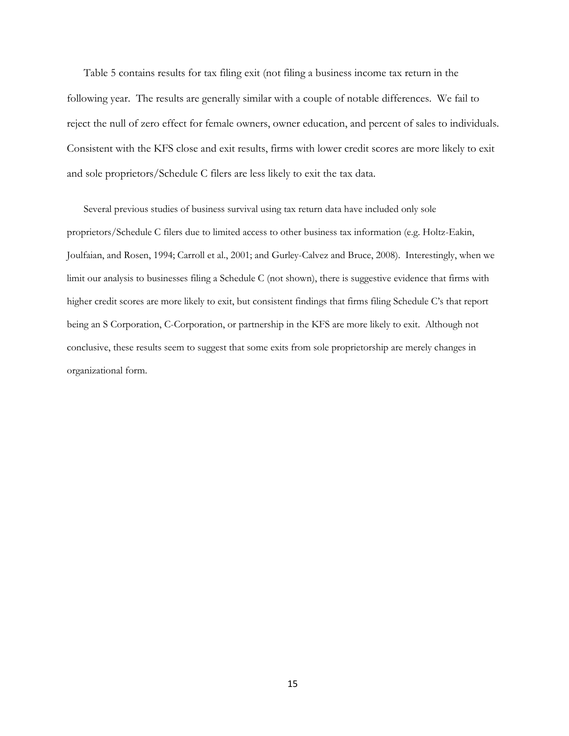Table 5 contains results for tax filing exit (not filing a business income tax return in the following year. The results are generally similar with a couple of notable differences. We fail to reject the null of zero effect for female owners, owner education, and percent of sales to individuals. Consistent with the KFS close and exit results, firms with lower credit scores are more likely to exit and sole proprietors/Schedule C filers are less likely to exit the tax data.

Several previous studies of business survival using tax return data have included only sole proprietors/Schedule C filers due to limited access to other business tax information (e.g. Holtz-Eakin, Joulfaian, and Rosen, 1994; Carroll et al., 2001; and Gurley-Calvez and Bruce, 2008). Interestingly, when we limit our analysis to businesses filing a Schedule C (not shown), there is suggestive evidence that firms with higher credit scores are more likely to exit, but consistent findings that firms filing Schedule C's that report being an S Corporation, C-Corporation, or partnership in the KFS are more likely to exit. Although not conclusive, these results seem to suggest that some exits from sole proprietorship are merely changes in organizational form.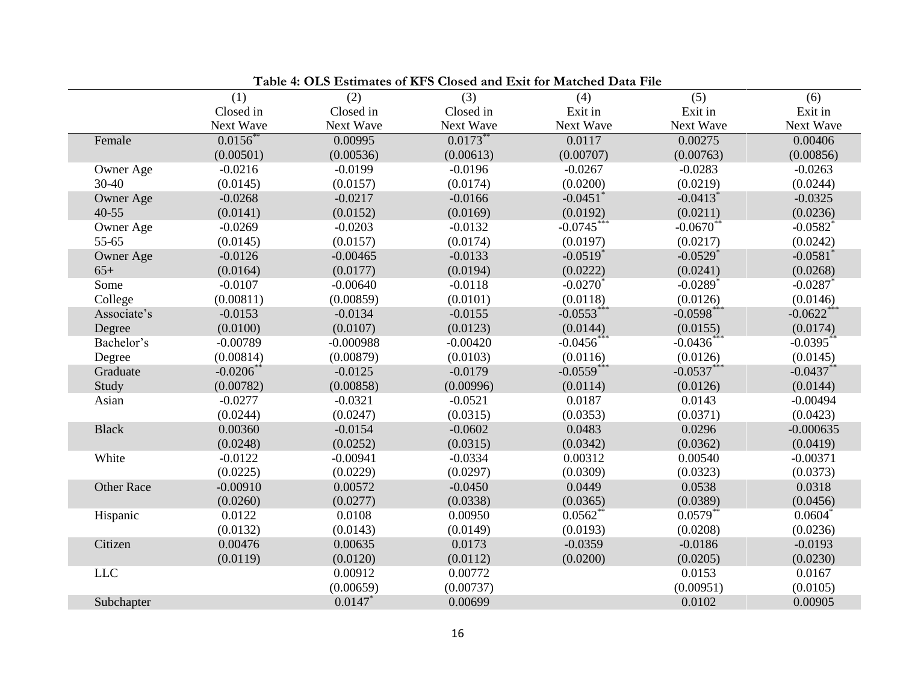**Table 4: OLS Estimates of KFS Closed and Exit for Matched Data File**

| | (1) Closed in Next Wave | (2) Closed in Next Wave | (3) Closed in Next Wave | (4) Exit in Next Wave | (5) Exit in Next Wave | (6) Exit in Next Wave |
|---|---|---|---|---|---|---|
| Female | 0.0156** | 0.00995 | 0.0173** | 0.0117 | 0.00275 | 0.00406 |
| | (0.00501) | (0.00536) | (0.00613) | (0.00707) | (0.00763) | (0.00856) |
| Owner Age 30-40 | -0.0216 | -0.0199 | -0.0196 | -0.0267 | -0.0283 | -0.0263 |
| | (0.0145) | (0.0157) | (0.0174) | (0.0200) | (0.0219) | (0.0244) |
| Owner Age 40-55 | -0.0268 | -0.0217 | -0.0166 | -0.0451* | -0.0413* | -0.0325 |
| | (0.0141) | (0.0152) | (0.0169) | (0.0192) | (0.0211) | (0.0236) |
| Owner Age 55-65 | -0.0269 | -0.0203 | -0.0132 | -0.0745*** | -0.0670** | -0.0582* |
| | (0.0145) | (0.0157) | (0.0174) | (0.0197) | (0.0217) | (0.0242) |
| Owner Age 65+ | -0.0126 | -0.00465 | -0.0133 | -0.0519* | -0.0529* | -0.0581* |
| | (0.0164) | (0.0177) | (0.0194) | (0.0222) | (0.0241) | (0.0268) |
| Some College | -0.0107 | -0.00640 | -0.0118 | -0.0270* | -0.0289* | -0.0287* |
| | (0.00811) | (0.00859) | (0.0101) | (0.0118) | (0.0126) | (0.0146) |
| Associate's Degree | -0.0153 | -0.0134 | -0.0155 | -0.0553*** | -0.0598*** | -0.0622*** |
| | (0.0100) | (0.0107) | (0.0123) | (0.0144) | (0.0155) | (0.0174) |
| Bachelor's Degree | -0.00789 | -0.000988 | -0.00420 | -0.0456*** | -0.0436*** | -0.0395** |
| | (0.00814) | (0.00879) | (0.0103) | (0.0116) | (0.0126) | (0.0145) |
| Graduate Study | -0.0206** | -0.0125 | -0.0179 | -0.0559*** | -0.0537*** | -0.0437** |
| | (0.00782) | (0.00858) | (0.00996) | (0.0114) | (0.0126) | (0.0144) |
| Asian | -0.0277 | -0.0321 | -0.0521 | 0.0187 | 0.0143 | -0.00494 |
| | (0.0244) | (0.0247) | (0.0315) | (0.0353) | (0.0371) | (0.0423) |
| Black | 0.00360 | -0.0154 | -0.0602 | 0.0483 | 0.0296 | -0.000635 |
| | (0.0248) | (0.0252) | (0.0315) | (0.0342) | (0.0362) | (0.0419) |
| White | -0.0122 | -0.00941 | -0.0334 | 0.00312 | 0.00540 | -0.00371 |
| | (0.0225) | (0.0229) | (0.0297) | (0.0309) | (0.0323) | (0.0373) |
| Other Race | -0.00910 | 0.00572 | -0.0450 | 0.0449 | 0.0538 | 0.0318 |
| | (0.0260) | (0.0277) | (0.0338) | (0.0365) | (0.0389) | (0.0456) |
| Hispanic | 0.0122 | 0.0108 | 0.00950 | 0.0562** | 0.0579** | 0.0604* |
| | (0.0132) | (0.0143) | (0.0149) | (0.0193) | (0.0208) | (0.0236) |
| Citizen | 0.00476 | 0.00635 | 0.0173 | -0.0359 | -0.0186 | -0.0193 |
| | (0.0119) | (0.0120) | (0.0112) | (0.0200) | (0.0205) | (0.0230) |
| LLC | | 0.00912 | 0.00772 | | 0.0153 | 0.0167 |
| | | (0.00659) | (0.00737) | | (0.00951) | (0.0105) |
| Subchapter | | 0.0147* | 0.00699 | | 0.0102 | 0.00905 |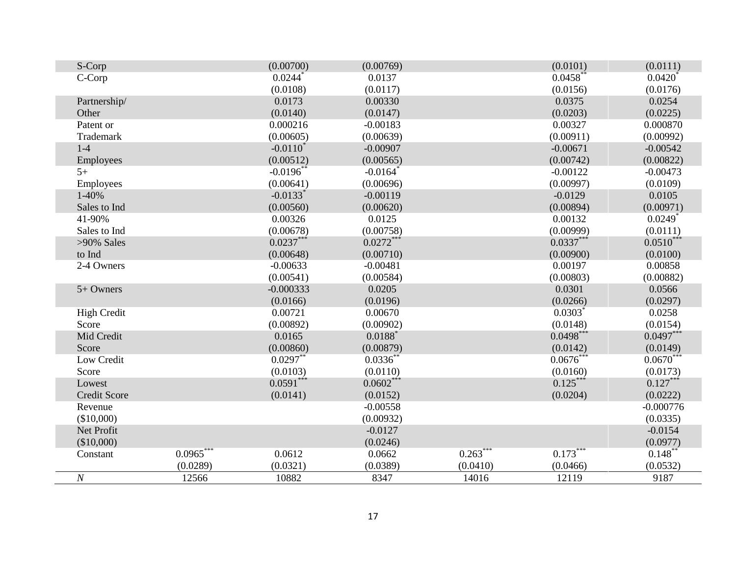| | | | | | | |
|---|---|---|---|---|---|---|
| S-Corp | | (0.00700) | (0.00769) | | (0.0101) | (0.0111) |
| C-Corp | | 0.0244* | 0.0137 | | 0.0458** | 0.0420* |
| | | (0.0108) | (0.0117) | | (0.0156) | (0.0176) |
| Partnership/ Other | | 0.0173 | 0.00330 | | 0.0375 | 0.0254 |
| | | (0.0140) | (0.0147) | | (0.0203) | (0.0225) |
| Patent or Trademark | | 0.000216 | -0.00183 | | 0.00327 | 0.000870 |
| | | (0.00605) | (0.00639) | | (0.00911) | (0.00992) |
| 1-4 Employees | | -0.0110* | -0.00907 | | -0.00671 | -0.00542 |
| | | (0.00512) | (0.00565) | | (0.00742) | (0.00822) |
| 5+ Employees | | -0.0196** | -0.0164* | | -0.00122 | -0.00473 |
| | | (0.00641) | (0.00696) | | (0.00997) | (0.0109) |
| 1-40% Sales to Ind | | -0.0133* | -0.00119 | | -0.0129 | 0.0105 |
| | | (0.00560) | (0.00620) | | (0.00894) | (0.00971) |
| 41-90% Sales to Ind | | 0.00326 | 0.0125 | | 0.00132 | 0.0249* |
| | | (0.00678) | (0.00758) | | (0.00999) | (0.0111) |
| >90% Sales to Ind | | 0.0237*** | 0.0272*** | | 0.0337*** | 0.0510*** |
| | | (0.00648) | (0.00710) | | (0.00900) | (0.0100) |
| 2-4 Owners | | -0.00633 | -0.00481 | | 0.00197 | 0.00858 |
| | | (0.00541) | (0.00584) | | (0.00803) | (0.00882) |
| 5+ Owners | | -0.000333 | 0.0205 | | 0.0301 | 0.0566 |
| | | (0.0166) | (0.0196) | | (0.0266) | (0.0297) |
| High Credit Score | | 0.00721 | 0.00670 | | 0.0303* | 0.0258 |
| | | (0.00892) | (0.00902) | | (0.0148) | (0.0154) |
| Mid Credit Score | | 0.0165 | 0.0188* | | 0.0498*** | 0.0497*** |
| | | (0.00860) | (0.00879) | | (0.0142) | (0.0149) |
| Low Credit Score | | 0.0297** | 0.0336** | | 0.0676*** | 0.0670*** |
| | | (0.0103) | (0.0110) | | (0.0160) | (0.0173) |
| Lowest Credit Score | | 0.0591*** | 0.0602*** | | 0.125*** | 0.127*** |
| | | (0.0141) | (0.0152) | | (0.0204) | (0.0222) |
| Revenue ($10,000) | | | -0.00558 | | | -0.000776 |
| | | | (0.00932) | | | (0.0335) |
| Net Profit ($10,000) | | | -0.0127 | | | -0.0154 |
| | | | (0.0246) | | | (0.0977) |
| Constant | 0.0965*** | 0.0612 | 0.0662 | 0.263*** | 0.173*** | 0.148** |
| | (0.0289) | (0.0321) | (0.0389) | (0.0410) | (0.0466) | (0.0532) |
| *N* | 12566 | 10882 | 8347 | 14016 | 12119 | 9187 |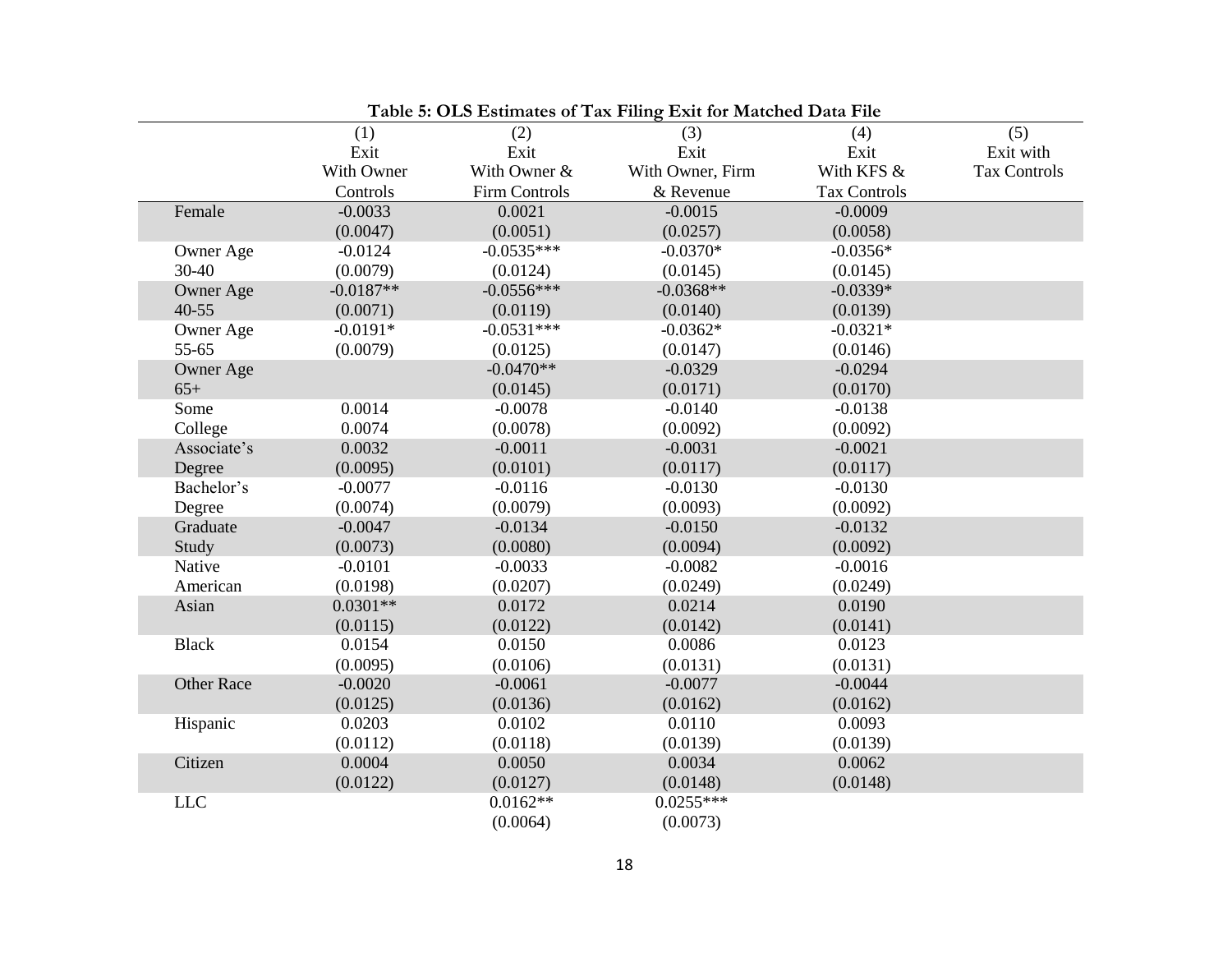**Table 5: OLS Estimates of Tax Filing Exit for Matched Data File**

| | (1) Exit With Owner Controls | (2) Exit With Owner & Firm Controls | (3) Exit With Owner, Firm & Revenue | (4) Exit With KFS & Tax Controls | (5) Exit with Tax Controls |
|---|---|---|---|---|---|
| Female | -0.0033 | 0.0021 | -0.0015 | -0.0009 | |
| | (0.0047) | (0.0051) | (0.0257) | (0.0058) | |
| Owner Age 30-40 | -0.0124 | -0.0535*** | -0.0370* | -0.0356* | |
| | (0.0079) | (0.0124) | (0.0145) | (0.0145) | |
| Owner Age 40-55 | -0.0187** | -0.0556*** | -0.0368** | -0.0339* | |
| | (0.0071) | (0.0119) | (0.0140) | (0.0139) | |
| Owner Age 55-65 | -0.0191* | -0.0531*** | -0.0362* | -0.0321* | |
| | (0.0079) | (0.0125) | (0.0147) | (0.0146) | |
| Owner Age 65+ | | -0.0470** | -0.0329 | -0.0294 | |
| | | (0.0145) | (0.0171) | (0.0170) | |
| Some College | 0.0014 | -0.0078 | -0.0140 | -0.0138 | |
| | 0.0074 | (0.0078) | (0.0092) | (0.0092) | |
| Associate's Degree | 0.0032 | -0.0011 | -0.0031 | -0.0021 | |
| | (0.0095) | (0.0101) | (0.0117) | (0.0117) | |
| Bachelor's Degree | -0.0077 | -0.0116 | -0.0130 | -0.0130 | |
| | (0.0074) | (0.0079) | (0.0093) | (0.0092) | |
| Graduate Study | -0.0047 | -0.0134 | -0.0150 | -0.0132 | |
| | (0.0073) | (0.0080) | (0.0094) | (0.0092) | |
| Native American | -0.0101 | -0.0033 | -0.0082 | -0.0016 | |
| | (0.0198) | (0.0207) | (0.0249) | (0.0249) | |
| Asian | 0.0301** | 0.0172 | 0.0214 | 0.0190 | |
| | (0.0115) | (0.0122) | (0.0142) | (0.0141) | |
| Black | 0.0154 | 0.0150 | 0.0086 | 0.0123 | |
| | (0.0095) | (0.0106) | (0.0131) | (0.0131) | |
| Other Race | -0.0020 | -0.0061 | -0.0077 | -0.0044 | |
| | (0.0125) | (0.0136) | (0.0162) | (0.0162) | |
| Hispanic | 0.0203 | 0.0102 | 0.0110 | 0.0093 | |
| | (0.0112) | (0.0118) | (0.0139) | (0.0139) | |
| Citizen | 0.0004 | 0.0050 | 0.0034 | 0.0062 | |
| | (0.0122) | (0.0127) | (0.0148) | (0.0148) | |
| LLC | | 0.0162** | 0.0255*** | | |
| | | (0.0064) | (0.0073) | | |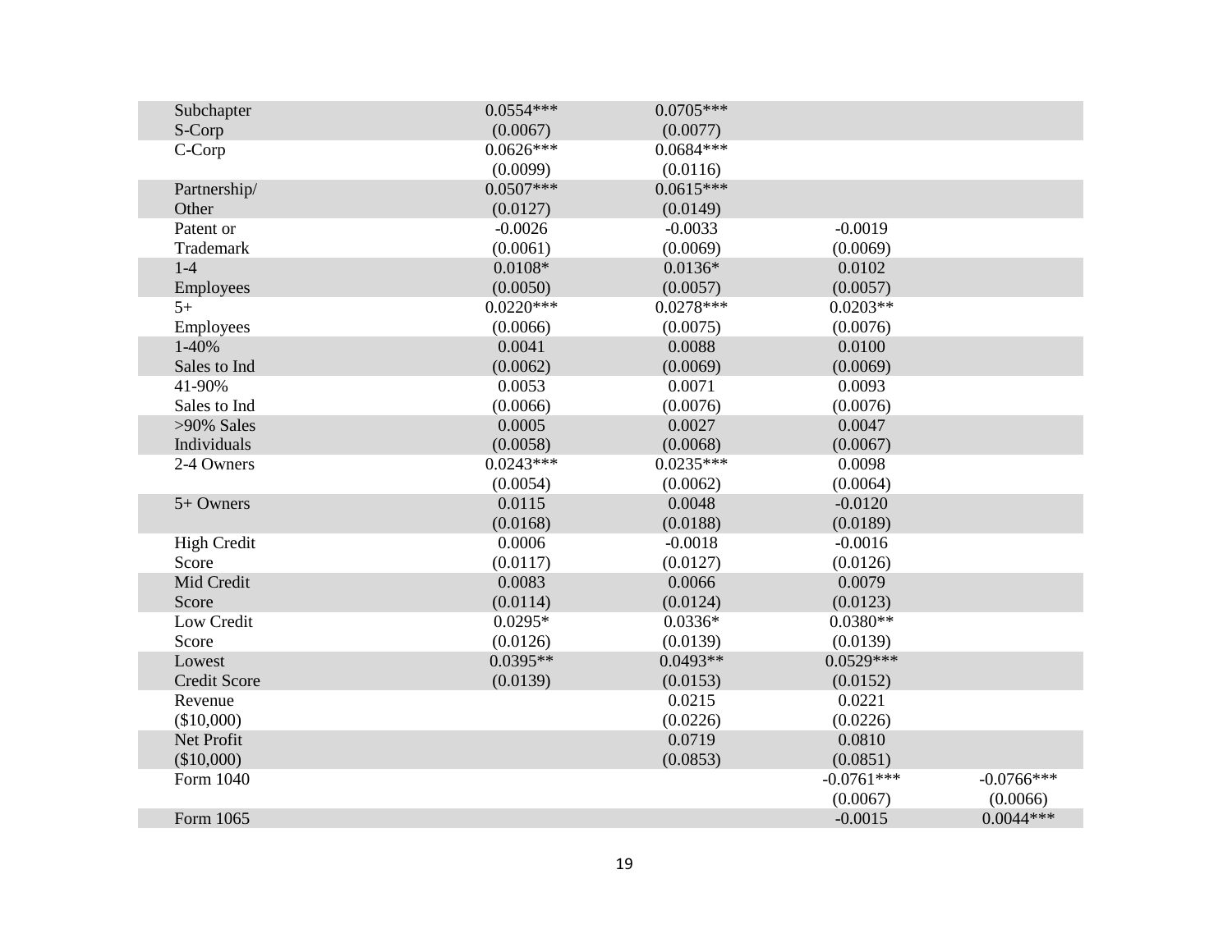| | | | | |
|---|---|---|---|---|
| Subchapter S-Corp | 0.0554*** | 0.0705*** | | |
| | (0.0067) | (0.0077) | | |
| C-Corp | 0.0626*** | 0.0684*** | | |
| | (0.0099) | (0.0116) | | |
| Partnership/ Other | 0.0507*** | 0.0615*** | | |
| | (0.0127) | (0.0149) | | |
| Patent or Trademark | -0.0026 | -0.0033 | -0.0019 | |
| | (0.0061) | (0.0069) | (0.0069) | |
| 1-4 Employees | 0.0108* | 0.0136* | 0.0102 | |
| | (0.0050) | (0.0057) | (0.0057) | |
| 5+ Employees | 0.0220*** | 0.0278*** | 0.0203** | |
| | (0.0066) | (0.0075) | (0.0076) | |
| 1-40% Sales to Ind | 0.0041 | 0.0088 | 0.0100 | |
| | (0.0062) | (0.0069) | (0.0069) | |
| 41-90% Sales to Ind | 0.0053 | 0.0071 | 0.0093 | |
| | (0.0066) | (0.0076) | (0.0076) | |
| >90% Sales Individuals | 0.0005 | 0.0027 | 0.0047 | |
| | (0.0058) | (0.0068) | (0.0067) | |
| 2-4 Owners | 0.0243*** | 0.0235*** | 0.0098 | |
| | (0.0054) | (0.0062) | (0.0064) | |
| 5+ Owners | 0.0115 | 0.0048 | -0.0120 | |
| | (0.0168) | (0.0188) | (0.0189) | |
| High Credit Score | 0.0006 | -0.0018 | -0.0016 | |
| | (0.0117) | (0.0127) | (0.0126) | |
| Mid Credit Score | 0.0083 | 0.0066 | 0.0079 | |
| | (0.0114) | (0.0124) | (0.0123) | |
| Low Credit Score | 0.0295* | 0.0336* | 0.0380** | |
| | (0.0126) | (0.0139) | (0.0139) | |
| Lowest Credit Score | 0.0395** | 0.0493** | 0.0529*** | |
| | (0.0139) | (0.0153) | (0.0152) | |
| Revenue ($10,000) | | 0.0215 | 0.0221 | |
| | | (0.0226) | (0.0226) | |
| Net Profit ($10,000) | | 0.0719 | 0.0810 | |
| | | (0.0853) | (0.0851) | |
| Form 1040 | | | -0.0761*** | -0.0766*** |
| | | | (0.0067) | (0.0066) |
| Form 1065 | | | -0.0015 | 0.0044*** |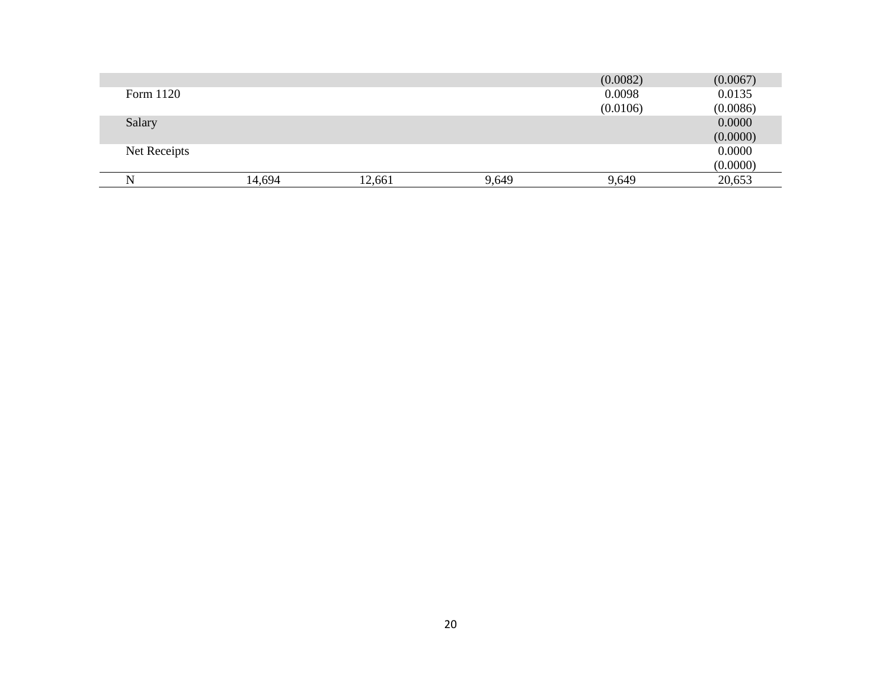| | | | | | |
|---|---|---|---|---|---|
| | | | | (0.0082) | (0.0067) |
| Form 1120 | | | | 0.0098 | 0.0135 |
| | | | | (0.0106) | (0.0086) |
| Salary | | | | | 0.0000 |
| | | | | | (0.0000) |
| Net Receipts | | | | | 0.0000 |
| | | | | | (0.0000) |
| N | 14,694 | 12,661 | 9,649 | 9,649 | 20,653 |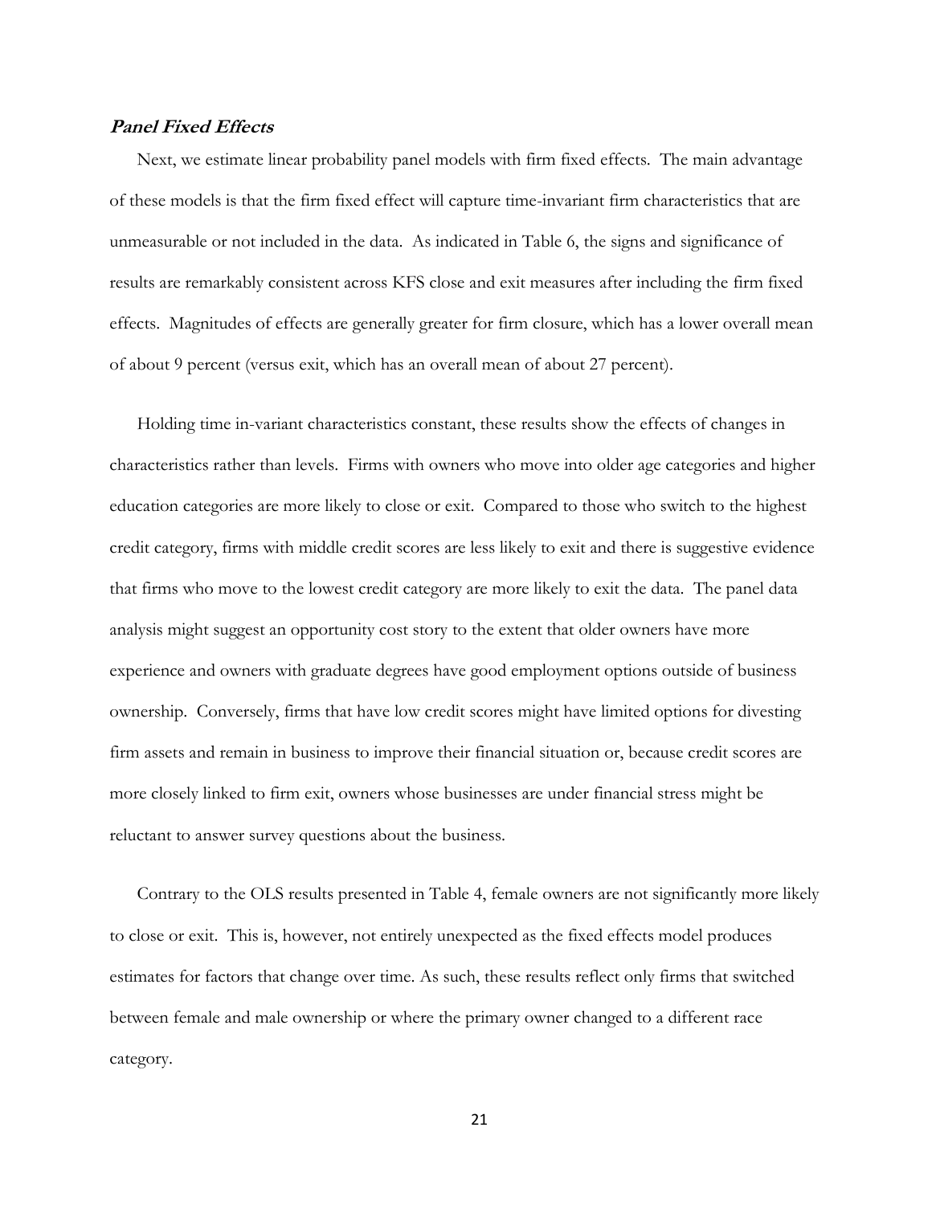### *Panel Fixed Effects*

Next, we estimate linear probability panel models with firm fixed effects. The main advantage of these models is that the firm fixed effect will capture time-invariant firm characteristics that are unmeasurable or not included in the data. As indicated in Table 6, the signs and significance of results are remarkably consistent across KFS close and exit measures after including the firm fixed effects. Magnitudes of effects are generally greater for firm closure, which has a lower overall mean of about 9 percent (versus exit, which has an overall mean of about 27 percent).

Holding time in-variant characteristics constant, these results show the effects of changes in characteristics rather than levels. Firms with owners who move into older age categories and higher education categories are more likely to close or exit. Compared to those who switch to the highest credit category, firms with middle credit scores are less likely to exit and there is suggestive evidence that firms who move to the lowest credit category are more likely to exit the data. The panel data analysis might suggest an opportunity cost story to the extent that older owners have more experience and owners with graduate degrees have good employment options outside of business ownership. Conversely, firms that have low credit scores might have limited options for divesting firm assets and remain in business to improve their financial situation or, because credit scores are more closely linked to firm exit, owners whose businesses are under financial stress might be reluctant to answer survey questions about the business.

Contrary to the OLS results presented in Table 4, female owners are not significantly more likely to close or exit. This is, however, not entirely unexpected as the fixed effects model produces estimates for factors that change over time. As such, these results reflect only firms that switched between female and male ownership or where the primary owner changed to a different race category.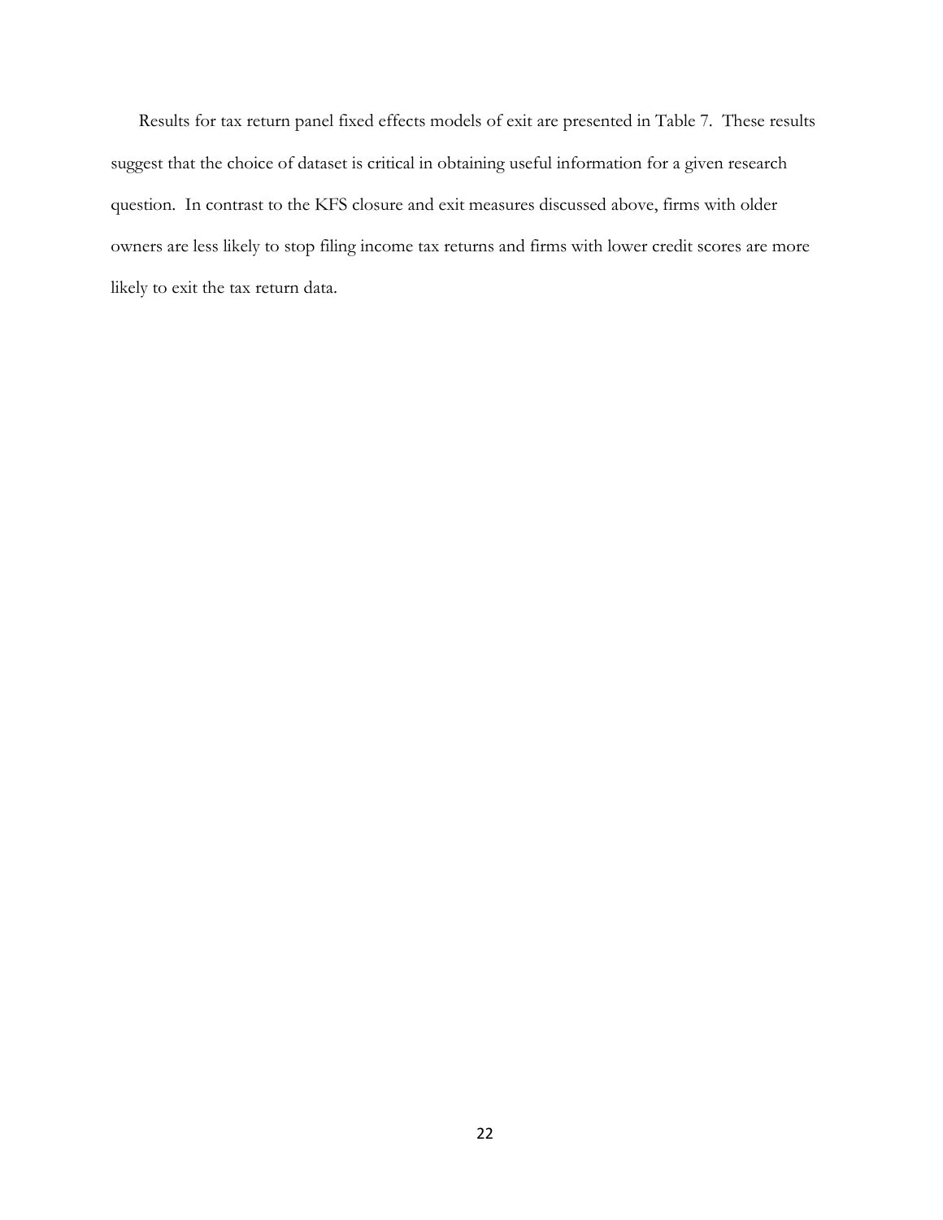Results for tax return panel fixed effects models of exit are presented in Table 7. These results suggest that the choice of dataset is critical in obtaining useful information for a given research question. In contrast to the KFS closure and exit measures discussed above, firms with older owners are less likely to stop filing income tax returns and firms with lower credit scores are more likely to exit the tax return data.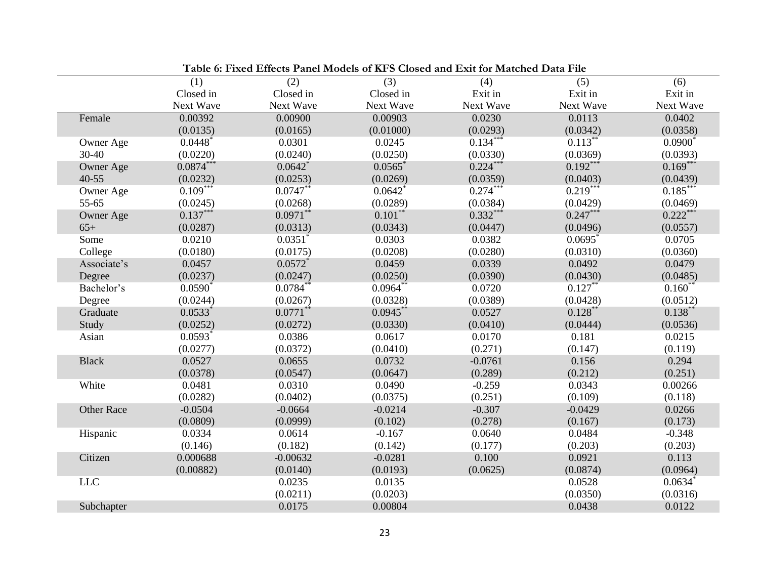**Table 6: Fixed Effects Panel Models of KFS Closed and Exit for Matched Data File**

| | (1)<br>Closed in<br>Next Wave | (2)<br>Closed in<br>Next Wave | (3)<br>Closed in<br>Next Wave | (4)<br>Exit in<br>Next Wave | (5)<br>Exit in<br>Next Wave | (6)<br>Exit in<br>Next Wave |
|---|---|---|---|---|---|---|
| Female | 0.00392 | 0.00900 | 0.00903 | 0.0230 | 0.0113 | 0.0402 |
| | (0.0135) | (0.0165) | (0.01000) | (0.0293) | (0.0342) | (0.0358) |
| Owner Age 30-40 | 0.0448* | 0.0301 | 0.0245 | 0.134*** | 0.113** | 0.0900* |
| | (0.0220) | (0.0240) | (0.0250) | (0.0330) | (0.0369) | (0.0393) |
| Owner Age 40-55 | 0.0874*** | 0.0642* | 0.0565* | 0.224*** | 0.192*** | 0.169*** |
| | (0.0232) | (0.0253) | (0.0269) | (0.0359) | (0.0403) | (0.0439) |
| Owner Age 55-65 | 0.109*** | 0.0747** | 0.0642* | 0.274*** | 0.219*** | 0.185*** |
| | (0.0245) | (0.0268) | (0.0289) | (0.0384) | (0.0429) | (0.0469) |
| Owner Age 65+ | 0.137*** | 0.0971** | 0.101** | 0.332*** | 0.247*** | 0.222*** |
| | (0.0287) | (0.0313) | (0.0343) | (0.0447) | (0.0496) | (0.0557) |
| Some College | 0.0210 | 0.0351* | 0.0303 | 0.0382 | 0.0695* | 0.0705 |
| | (0.0180) | (0.0175) | (0.0208) | (0.0280) | (0.0310) | (0.0360) |
| Associate's Degree | 0.0457 | 0.0572* | 0.0459 | 0.0339 | 0.0492 | 0.0479 |
| | (0.0237) | (0.0247) | (0.0250) | (0.0390) | (0.0430) | (0.0485) |
| Bachelor's Degree | 0.0590* | 0.0784** | 0.0964** | 0.0720 | 0.127** | 0.160** |
| | (0.0244) | (0.0267) | (0.0328) | (0.0389) | (0.0428) | (0.0512) |
| Graduate Study | 0.0533* | 0.0771** | 0.0945** | 0.0527 | 0.128** | 0.138** |
| | (0.0252) | (0.0272) | (0.0330) | (0.0410) | (0.0444) | (0.0536) |
| Asian | 0.0593* | 0.0386 | 0.0617 | 0.0170 | 0.181 | 0.0215 |
| | (0.0277) | (0.0372) | (0.0410) | (0.271) | (0.147) | (0.119) |
| Black | 0.0527 | 0.0655 | 0.0732 | -0.0761 | 0.156 | 0.294 |
| | (0.0378) | (0.0547) | (0.0647) | (0.289) | (0.212) | (0.251) |
| White | 0.0481 | 0.0310 | 0.0490 | -0.259 | 0.0343 | 0.00266 |
| | (0.0282) | (0.0402) | (0.0375) | (0.251) | (0.109) | (0.118) |
| Other Race | -0.0504 | -0.0664 | -0.0214 | -0.307 | -0.0429 | 0.0266 |
| | (0.0809) | (0.0999) | (0.102) | (0.278) | (0.167) | (0.173) |
| Hispanic | 0.0334 | 0.0614 | -0.167 | 0.0640 | 0.0484 | -0.348 |
| | (0.146) | (0.182) | (0.142) | (0.177) | (0.203) | (0.203) |
| Citizen | 0.000688 | -0.00632 | -0.0281 | 0.100 | 0.0921 | 0.113 |
| | (0.00882) | (0.0140) | (0.0193) | (0.0625) | (0.0874) | (0.0964) |
| LLC | | 0.0235 | 0.0135 | | 0.0528 | 0.0634* |
| | | (0.0211) | (0.0203) | | (0.0350) | (0.0316) |
| Subchapter | | 0.0175 | 0.00804 | | 0.0438 | 0.0122 |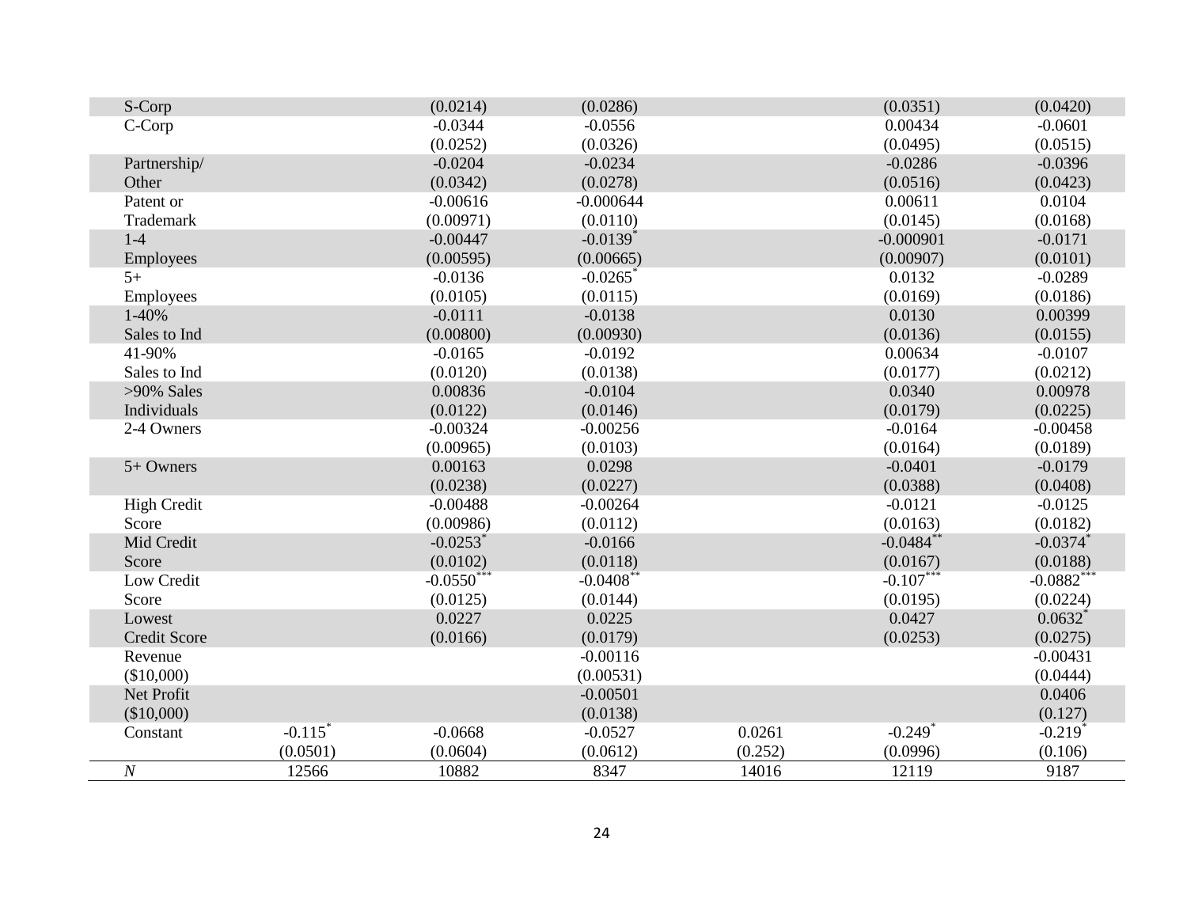| | | | | | | |
|---|---|---|---|---|---|---|
| S-Corp | | (0.0214) | (0.0286) | | (0.0351) | (0.0420) |
| C-Corp | | -0.0344 | -0.0556 | | 0.00434 | -0.0601 |
| | | (0.0252) | (0.0326) | | (0.0495) | (0.0515) |
| Partnership/ | | -0.0204 | -0.0234 | | -0.0286 | -0.0396 |
| Other | | (0.0342) | (0.0278) | | (0.0516) | (0.0423) |
| Patent or | | -0.00616 | -0.000644 | | 0.00611 | 0.0104 |
| Trademark | | (0.00971) | (0.0110) | | (0.0145) | (0.0168) |
| 1-4 | | -0.00447 | -0.0139* | | -0.000901 | -0.0171 |
| Employees | | (0.00595) | (0.00665) | | (0.00907) | (0.0101) |
| 5+ | | -0.0136 | -0.0265* | | 0.0132 | -0.0289 |
| Employees | | (0.0105) | (0.0115) | | (0.0169) | (0.0186) |
| 1-40% | | -0.0111 | -0.0138 | | 0.0130 | 0.00399 |
| Sales to Ind | | (0.00800) | (0.00930) | | (0.0136) | (0.0155) |
| 41-90% | | -0.0165 | -0.0192 | | 0.00634 | -0.0107 |
| Sales to Ind | | (0.0120) | (0.0138) | | (0.0177) | (0.0212) |
| >90% Sales | | 0.00836 | -0.0104 | | 0.0340 | 0.00978 |
| Individuals | | (0.0122) | (0.0146) | | (0.0179) | (0.0225) |
| 2-4 Owners | | -0.00324 | -0.00256 | | -0.0164 | -0.00458 |
| | | (0.00965) | (0.0103) | | (0.0164) | (0.0189) |
| 5+ Owners | | 0.00163 | 0.0298 | | -0.0401 | -0.0179 |
| | | (0.0238) | (0.0227) | | (0.0388) | (0.0408) |
| High Credit | | -0.00488 | -0.00264 | | -0.0121 | -0.0125 |
| Score | | (0.00986) | (0.0112) | | (0.0163) | (0.0182) |
| Mid Credit | | -0.0253* | -0.0166 | | -0.0484** | -0.0374* |
| Score | | (0.0102) | (0.0118) | | (0.0167) | (0.0188) |
| Low Credit | | -0.0550*** | -0.0408** | | -0.107*** | -0.0882*** |
| Score | | (0.0125) | (0.0144) | | (0.0195) | (0.0224) |
| Lowest | | 0.0227 | 0.0225 | | 0.0427 | 0.0632* |
| Credit Score | | (0.0166) | (0.0179) | | (0.0253) | (0.0275) |
| Revenue | | | -0.00116 | | | -0.00431 |
| ($10,000) | | | (0.00531) | | | (0.0444) |
| Net Profit | | | -0.00501 | | | 0.0406 |
| ($10,000) | | | (0.0138) | | | (0.127) |
| Constant | -0.115* | -0.0668 | -0.0527 | 0.0261 | -0.249* | -0.219* |
| | (0.0501) | (0.0604) | (0.0612) | (0.252) | (0.0996) | (0.106) |
| *N* | 12566 | 10882 | 8347 | 14016 | 12119 | 9187 |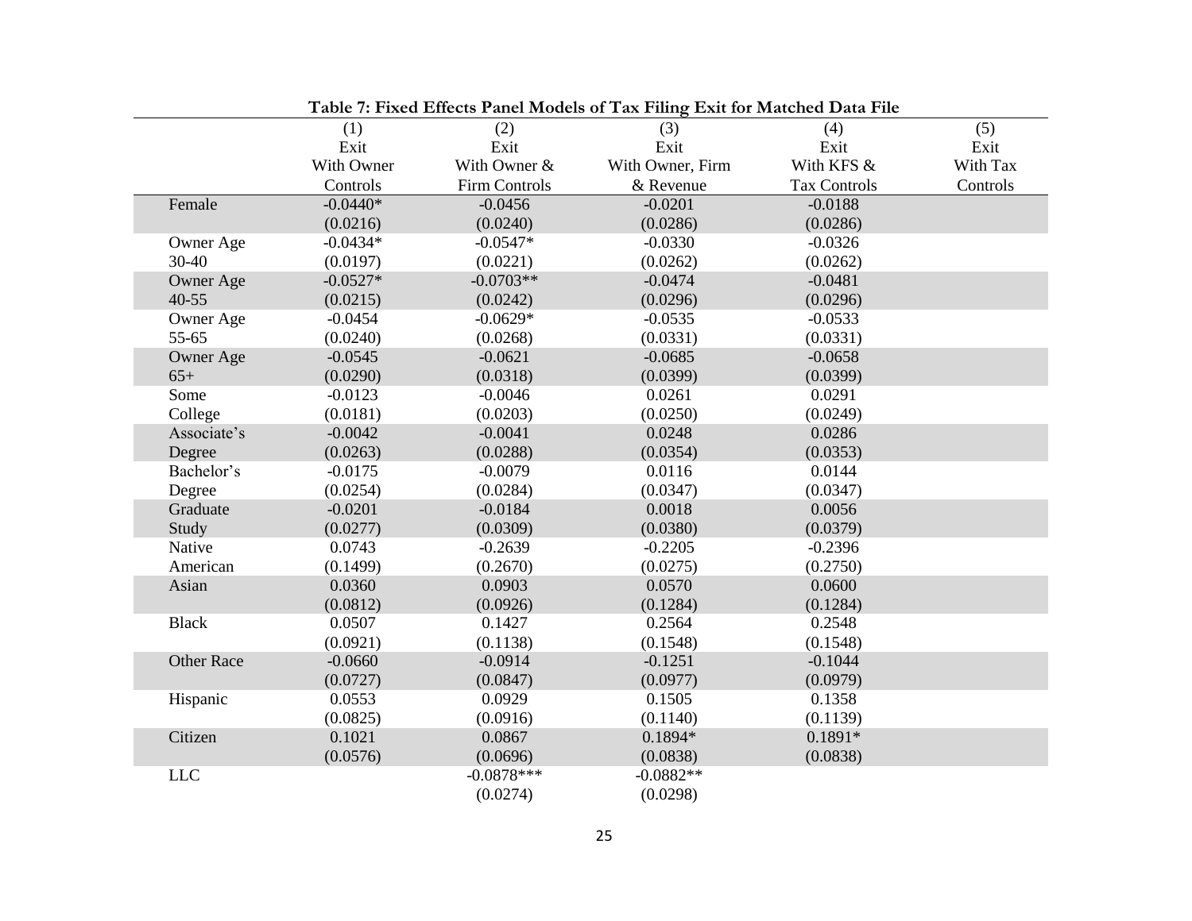**Table 7: Fixed Effects Panel Models of Tax Filing Exit for Matched Data File**

| | (1) Exit With Owner Controls | (2) Exit With Owner & Firm Controls | (3) Exit With Owner, Firm & Revenue | (4) Exit With KFS & Tax Controls | (5) Exit With Tax Controls |
|---|---|---|---|---|---|
| Female | -0.0440* | -0.0456 | -0.0201 | -0.0188 | |
| | (0.0216) | (0.0240) | (0.0286) | (0.0286) | |
| Owner Age 30-40 | -0.0434* | -0.0547* | -0.0330 | -0.0326 | |
| | (0.0197) | (0.0221) | (0.0262) | (0.0262) | |
| Owner Age 40-55 | -0.0527* | -0.0703** | -0.0474 | -0.0481 | |
| | (0.0215) | (0.0242) | (0.0296) | (0.0296) | |
| Owner Age 55-65 | -0.0454 | -0.0629* | -0.0535 | -0.0533 | |
| | (0.0240) | (0.0268) | (0.0331) | (0.0331) | |
| Owner Age 65+ | -0.0545 | -0.0621 | -0.0685 | -0.0658 | |
| | (0.0290) | (0.0318) | (0.0399) | (0.0399) | |
| Some College | -0.0123 | -0.0046 | 0.0261 | 0.0291 | |
| | (0.0181) | (0.0203) | (0.0250) | (0.0249) | |
| Associate's Degree | -0.0042 | -0.0041 | 0.0248 | 0.0286 | |
| | (0.0263) | (0.0288) | (0.0354) | (0.0353) | |
| Bachelor's Degree | -0.0175 | -0.0079 | 0.0116 | 0.0144 | |
| | (0.0254) | (0.0284) | (0.0347) | (0.0347) | |
| Graduate Study | -0.0201 | -0.0184 | 0.0018 | 0.0056 | |
| | (0.0277) | (0.0309) | (0.0380) | (0.0379) | |
| Native American | 0.0743 | -0.2639 | -0.2205 | -0.2396 | |
| | (0.1499) | (0.2670) | (0.0275) | (0.2750) | |
| Asian | 0.0360 | 0.0903 | 0.0570 | 0.0600 | |
| | (0.0812) | (0.0926) | (0.1284) | (0.1284) | |
| Black | 0.0507 | 0.1427 | 0.2564 | 0.2548 | |
| | (0.0921) | (0.1138) | (0.1548) | (0.1548) | |
| Other Race | -0.0660 | -0.0914 | -0.1251 | -0.1044 | |
| | (0.0727) | (0.0847) | (0.0977) | (0.0979) | |
| Hispanic | 0.0553 | 0.0929 | 0.1505 | 0.1358 | |
| | (0.0825) | (0.0916) | (0.1140) | (0.1139) | |
| Citizen | 0.1021 | 0.0867 | 0.1894* | 0.1891* | |
| | (0.0576) | (0.0696) | (0.0838) | (0.0838) | |
| LLC | | -0.0878*** | -0.0882** | | |
| | | (0.0274) | (0.0298) | | |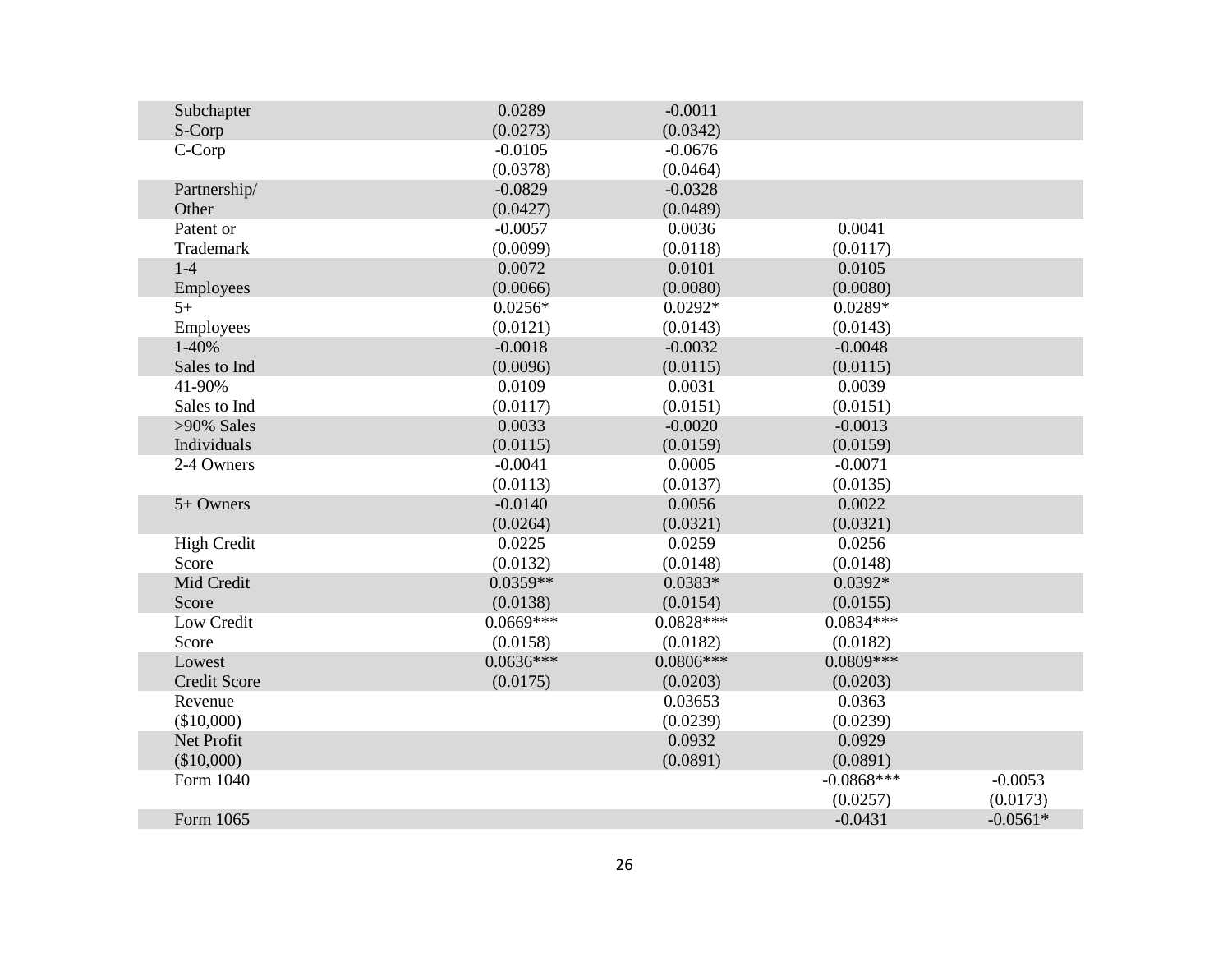| | | | | |
|---|---|---|---|---|
| Subchapter S-Corp | 0.0289 (0.0273) | -0.0011 (0.0342) | | |
| C-Corp | -0.0105 (0.0378) | -0.0676 (0.0464) | | |
| Partnership/ Other | -0.0829 (0.0427) | -0.0328 (0.0489) | | |
| Patent or Trademark | -0.0057 (0.0099) | 0.0036 (0.0118) | 0.0041 (0.0117) | |
| 1-4 Employees | 0.0072 (0.0066) | 0.0101 (0.0080) | 0.0105 (0.0080) | |
| 5+ Employees | 0.0256* (0.0121) | 0.0292* (0.0143) | 0.0289* (0.0143) | |
| 1-40% Sales to Ind | -0.0018 (0.0096) | -0.0032 (0.0115) | -0.0048 (0.0115) | |
| 41-90% Sales to Ind | 0.0109 (0.0117) | 0.0031 (0.0151) | 0.0039 (0.0151) | |
| >90% Sales Individuals | 0.0033 (0.0115) | -0.0020 (0.0159) | -0.0013 (0.0159) | |
| 2-4 Owners | -0.0041 (0.0113) | 0.0005 (0.0137) | -0.0071 (0.0135) | |
| 5+ Owners | -0.0140 (0.0264) | 0.0056 (0.0321) | 0.0022 (0.0321) | |
| High Credit Score | 0.0225 (0.0132) | 0.0259 (0.0148) | 0.0256 (0.0148) | |
| Mid Credit Score | 0.0359** (0.0138) | 0.0383* (0.0154) | 0.0392* (0.0155) | |
| Low Credit Score | 0.0669*** (0.0158) | 0.0828*** (0.0182) | 0.0834*** (0.0182) | |
| Lowest Credit Score | 0.0636*** (0.0175) | 0.0806*** (0.0203) | 0.0809*** (0.0203) | |
| Revenue ($10,000) | | 0.03653 (0.0239) | 0.0363 (0.0239) | |
| Net Profit ($10,000) | | 0.0932 (0.0891) | 0.0929 (0.0891) | |
| Form 1040 | | | -0.0868*** (0.0257) | -0.0053 (0.0173) |
| Form 1065 | | | -0.0431 | -0.0561* |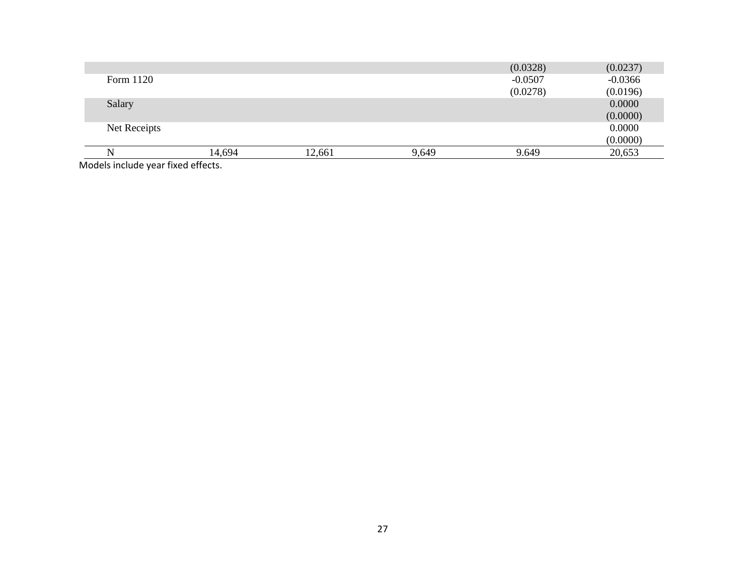| | | | | | |
|---|---|---|---|---|---|
| | | | | (0.0328) | (0.0237) |
| Form 1120 | | | | -0.0507 | -0.0366 |
| | | | | (0.0278) | (0.0196) |
| Salary | | | | | 0.0000 |
| | | | | | (0.0000) |
| Net Receipts | | | | | 0.0000 |
| | | | | | (0.0000) |
| N | 14,694 | 12,661 | 9,649 | 9.649 | 20,653 |

Models include year fixed effects.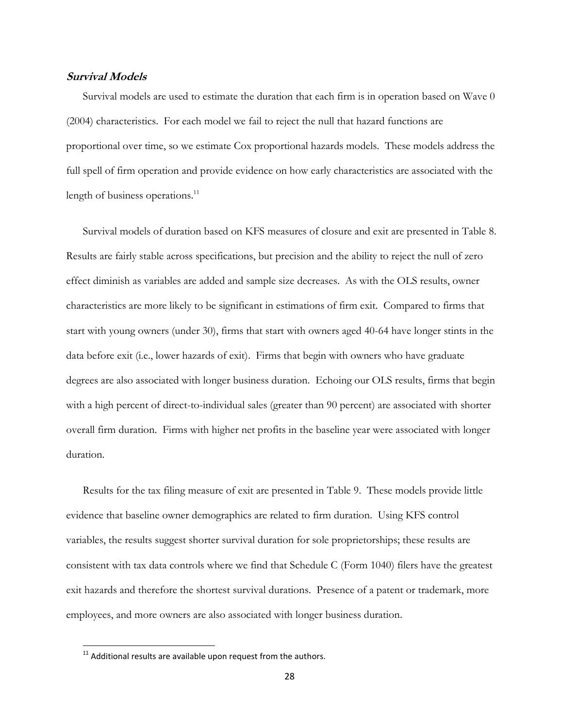### ***Survival Models***

Survival models are used to estimate the duration that each firm is in operation based on Wave 0 (2004) characteristics. For each model we fail to reject the null that hazard functions are proportional over time, so we estimate Cox proportional hazards models. These models address the full spell of firm operation and provide evidence on how early characteristics are associated with the length of business operations.[11]

Survival models of duration based on KFS measures of closure and exit are presented in Table 8. Results are fairly stable across specifications, but precision and the ability to reject the null of zero effect diminish as variables are added and sample size decreases. As with the OLS results, owner characteristics are more likely to be significant in estimations of firm exit. Compared to firms that start with young owners (under 30), firms that start with owners aged 40-64 have longer stints in the data before exit (i.e., lower hazards of exit). Firms that begin with owners who have graduate degrees are also associated with longer business duration. Echoing our OLS results, firms that begin with a high percent of direct-to-individual sales (greater than 90 percent) are associated with shorter overall firm duration. Firms with higher net profits in the baseline year were associated with longer duration.

Results for the tax filing measure of exit are presented in Table 9. These models provide little evidence that baseline owner demographics are related to firm duration. Using KFS control variables, the results suggest shorter survival duration for sole proprietorships; these results are consistent with tax data controls where we find that Schedule C (Form 1040) filers have the greatest exit hazards and therefore the shortest survival durations. Presence of a patent or trademark, more employees, and more owners are also associated with longer business duration.

[11] Additional results are available upon request from the authors.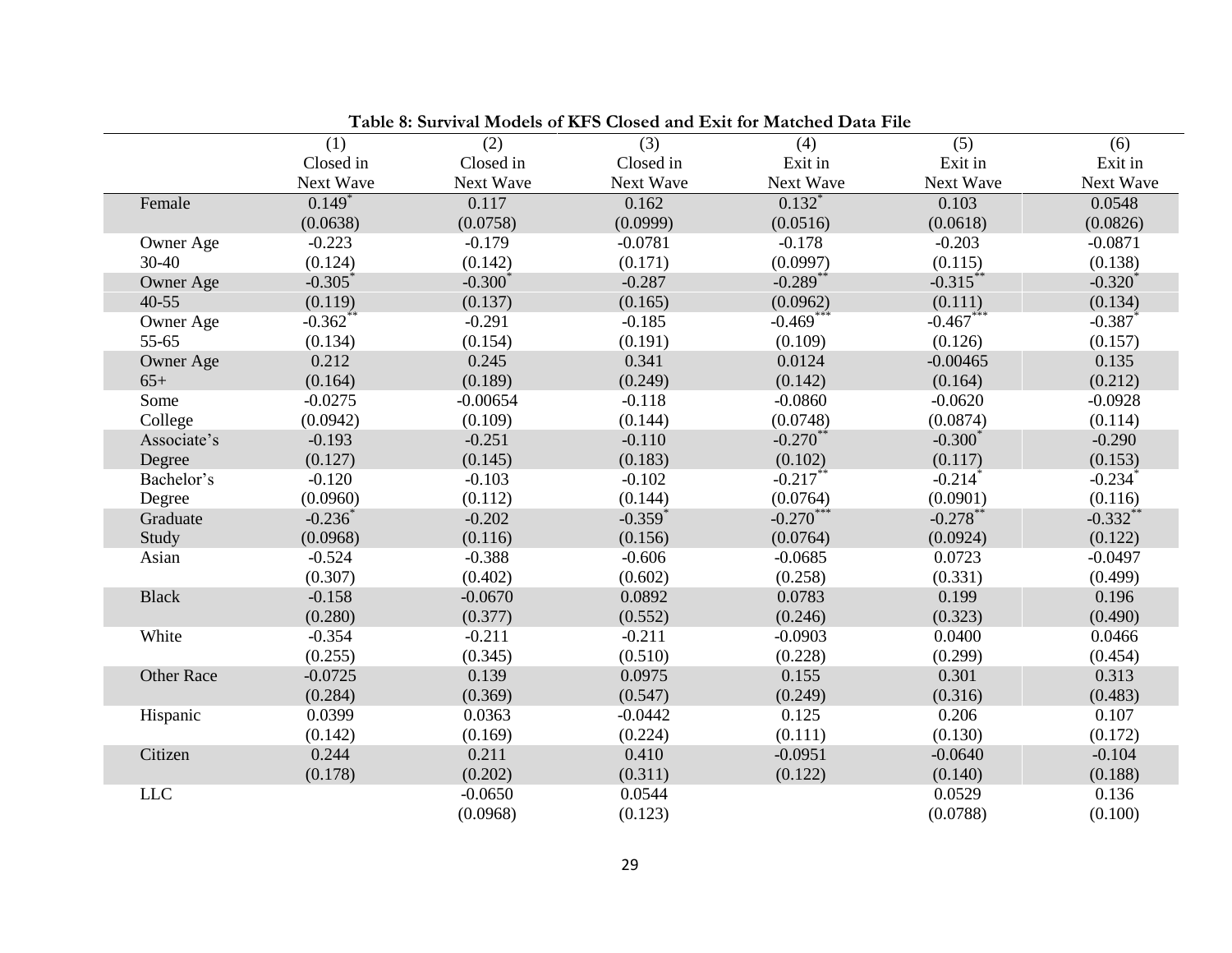**Table 8: Survival Models of KFS Closed and Exit for Matched Data File**

| | (1) Closed in Next Wave | (2) Closed in Next Wave | (3) Closed in Next Wave | (4) Exit in Next Wave | (5) Exit in Next Wave | (6) Exit in Next Wave |
|---|---|---|---|---|---|---|
| Female | 0.149* | 0.117 | 0.162 | 0.132* | 0.103 | 0.0548 |
| | (0.0638) | (0.0758) | (0.0999) | (0.0516) | (0.0618) | (0.0826) |
| Owner Age 30-40 | -0.223 | -0.179 | -0.0781 | -0.178 | -0.203 | -0.0871 |
| | (0.124) | (0.142) | (0.171) | (0.0997) | (0.115) | (0.138) |
| Owner Age 40-55 | -0.305* | -0.300* | -0.287 | -0.289** | -0.315** | -0.320* |
| | (0.119) | (0.137) | (0.165) | (0.0962) | (0.111) | (0.134) |
| Owner Age 55-65 | -0.362** | -0.291 | -0.185 | -0.469*** | -0.467*** | -0.387* |
| | (0.134) | (0.154) | (0.191) | (0.109) | (0.126) | (0.157) |
| Owner Age 65+ | 0.212 | 0.245 | 0.341 | 0.0124 | -0.00465 | 0.135 |
| | (0.164) | (0.189) | (0.249) | (0.142) | (0.164) | (0.212) |
| Some College | -0.0275 | -0.00654 | -0.118 | -0.0860 | -0.0620 | -0.0928 |
| | (0.0942) | (0.109) | (0.144) | (0.0748) | (0.0874) | (0.114) |
| Associate's Degree | -0.193 | -0.251 | -0.110 | -0.270** | -0.300* | -0.290 |
| | (0.127) | (0.145) | (0.183) | (0.102) | (0.117) | (0.153) |
| Bachelor's Degree | -0.120 | -0.103 | -0.102 | -0.217** | -0.214* | -0.234* |
| | (0.0960) | (0.112) | (0.144) | (0.0764) | (0.0901) | (0.116) |
| Graduate Study | -0.236* | -0.202 | -0.359* | -0.270*** | -0.278** | -0.332** |
| | (0.0968) | (0.116) | (0.156) | (0.0764) | (0.0924) | (0.122) |
| Asian | -0.524 | -0.388 | -0.606 | -0.0685 | 0.0723 | -0.0497 |
| | (0.307) | (0.402) | (0.602) | (0.258) | (0.331) | (0.499) |
| Black | -0.158 | -0.0670 | 0.0892 | 0.0783 | 0.199 | 0.196 |
| | (0.280) | (0.377) | (0.552) | (0.246) | (0.323) | (0.490) |
| White | -0.354 | -0.211 | -0.211 | -0.0903 | 0.0400 | 0.0466 |
| | (0.255) | (0.345) | (0.510) | (0.228) | (0.299) | (0.454) |
| Other Race | -0.0725 | 0.139 | 0.0975 | 0.155 | 0.301 | 0.313 |
| | (0.284) | (0.369) | (0.547) | (0.249) | (0.316) | (0.483) |
| Hispanic | 0.0399 | 0.0363 | -0.0442 | 0.125 | 0.206 | 0.107 |
| | (0.142) | (0.169) | (0.224) | (0.111) | (0.130) | (0.172) |
| Citizen | 0.244 | 0.211 | 0.410 | -0.0951 | -0.0640 | -0.104 |
| | (0.178) | (0.202) | (0.311) | (0.122) | (0.140) | (0.188) |
| LLC | | -0.0650 | 0.0544 | | 0.0529 | 0.136 |
| | | (0.0968) | (0.123) | | (0.0788) | (0.100) |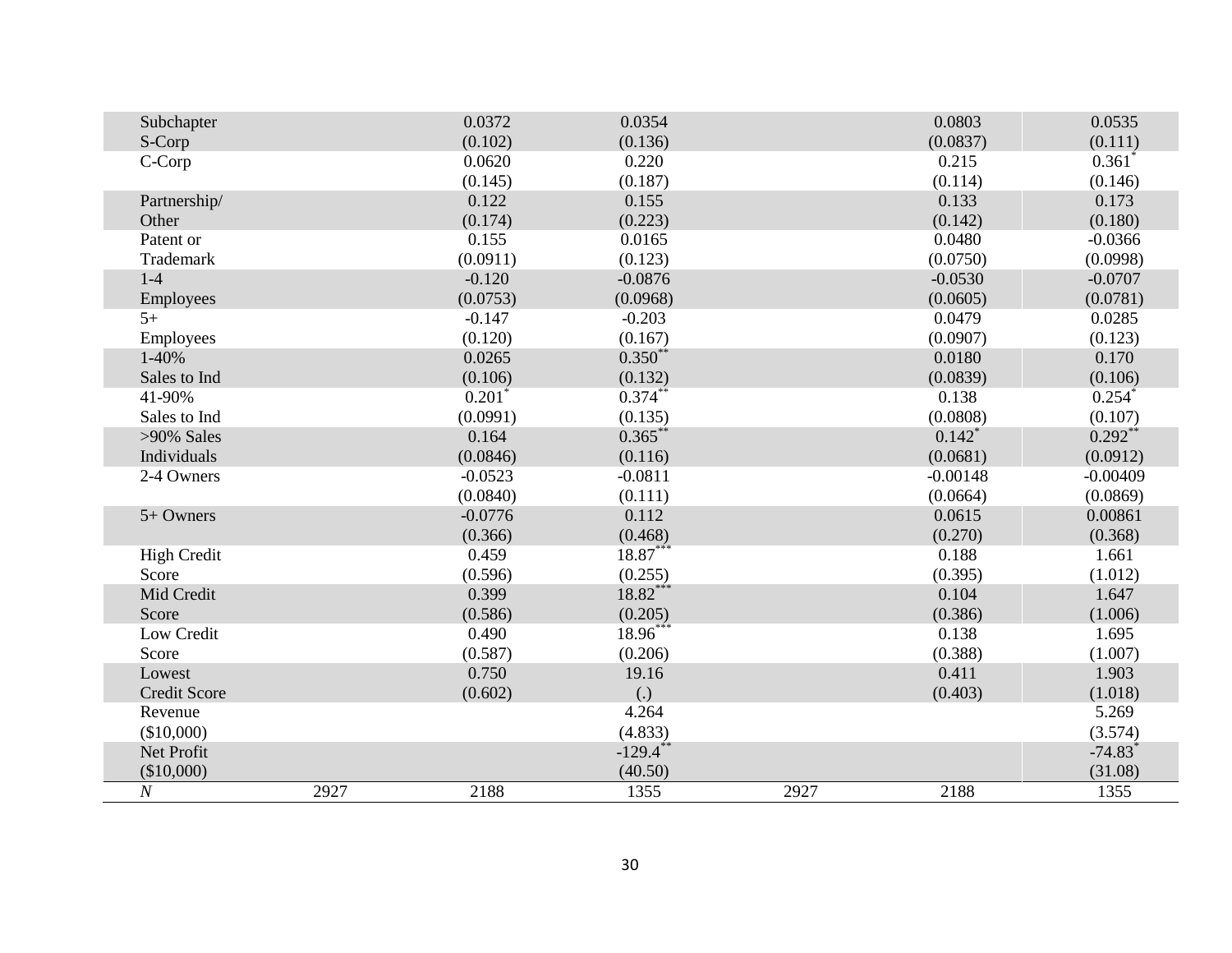| | | | | | | |
|---|---|---|---|---|---|---|
| Subchapter S-Corp | | 0.0372<br>(0.102) | 0.0354<br>(0.136) | | 0.0803<br>(0.0837) | 0.0535<br>(0.111) |
| C-Corp | | 0.0620<br>(0.145) | 0.220<br>(0.187) | | 0.215<br>(0.114) | 0.361*<br>(0.146) |
| Partnership/ Other | | 0.122<br>(0.174) | 0.155<br>(0.223) | | 0.133<br>(0.142) | 0.173<br>(0.180) |
| Patent or Trademark | | 0.155<br>(0.0911) | 0.0165<br>(0.123) | | 0.0480<br>(0.0750) | -0.0366<br>(0.0998) |
| 1-4 Employees | | -0.120<br>(0.0753) | -0.0876<br>(0.0968) | | -0.0530<br>(0.0605) | -0.0707<br>(0.0781) |
| 5+ Employees | | -0.147<br>(0.120) | -0.203<br>(0.167) | | 0.0479<br>(0.0907) | 0.0285<br>(0.123) |
| 1-40% Sales to Ind | | 0.0265<br>(0.106) | 0.350**<br>(0.132) | | 0.0180<br>(0.0839) | 0.170<br>(0.106) |
| 41-90% Sales to Ind | | 0.201*<br>(0.0991) | 0.374**<br>(0.135) | | 0.138<br>(0.0808) | 0.254*<br>(0.107) |
| >90% Sales Individuals | | 0.164<br>(0.0846) | 0.365**<br>(0.116) | | 0.142*<br>(0.0681) | 0.292**<br>(0.0912) |
| 2-4 Owners | | -0.0523<br>(0.0840) | -0.0811<br>(0.111) | | -0.00148<br>(0.0664) | -0.00409<br>(0.0869) |
| 5+ Owners | | -0.0776<br>(0.366) | 0.112<br>(0.468) | | 0.0615<br>(0.270) | 0.00861<br>(0.368) |
| High Credit Score | | 0.459<br>(0.596) | 18.87***<br>(0.255) | | 0.188<br>(0.395) | 1.661<br>(1.012) |
| Mid Credit Score | | 0.399<br>(0.586) | 18.82***<br>(0.205) | | 0.104<br>(0.386) | 1.647<br>(1.006) |
| Low Credit Score | | 0.490<br>(0.587) | 18.96***<br>(0.206) | | 0.138<br>(0.388) | 1.695<br>(1.007) |
| Lowest Credit Score | | 0.750<br>(0.602) | 19.16<br>(.) | | 0.411<br>(0.403) | 1.903<br>(1.018) |
| Revenue ($10,000) | | | 4.264<br>(4.833) | | | 5.269<br>(3.574) |
| Net Profit ($10,000) | | | -129.4**<br>(40.50) | | | -74.83*<br>(31.08) |
| *N* | 2927 | 2188 | 1355 | 2927 | 2188 | 1355 |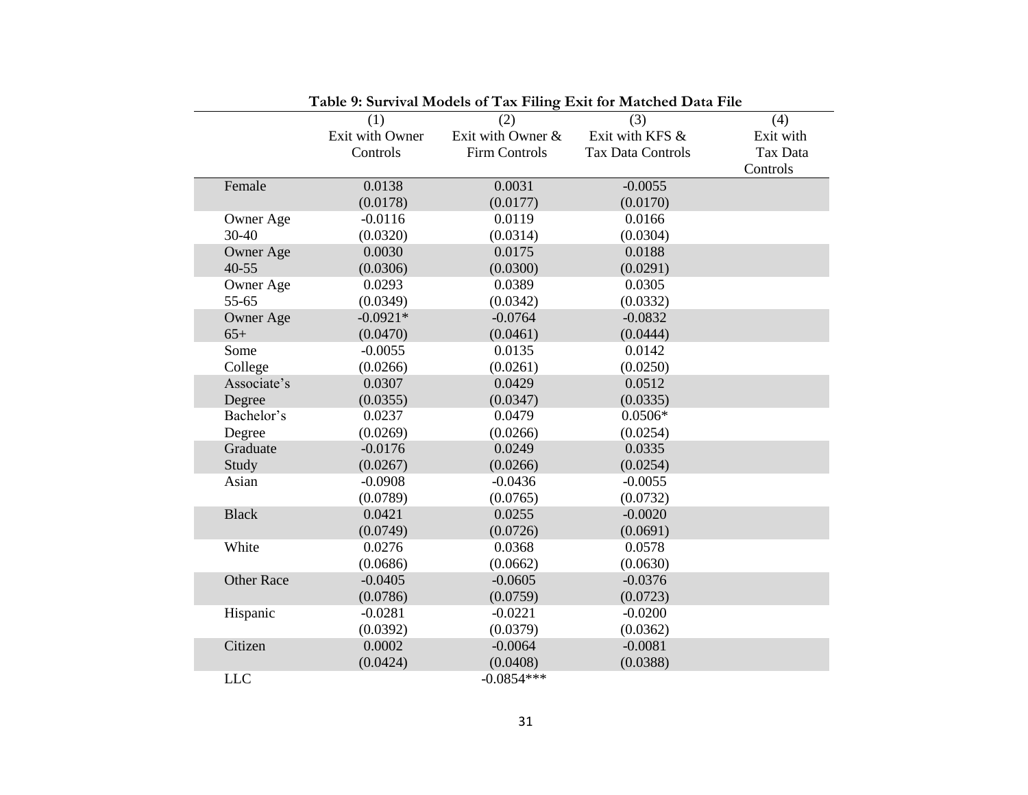**Table 9: Survival Models of Tax Filing Exit for Matched Data File**

| | (1) Exit with Owner Controls | (2) Exit with Owner & Firm Controls | (3) Exit with KFS & Tax Data Controls | (4) Exit with Tax Data Controls |
|---|---|---|---|---|
| Female | 0.0138 | 0.0031 | -0.0055 | |
| | (0.0178) | (0.0177) | (0.0170) | |
| Owner Age 30-40 | -0.0116 | 0.0119 | 0.0166 | |
| | (0.0320) | (0.0314) | (0.0304) | |
| Owner Age 40-55 | 0.0030 | 0.0175 | 0.0188 | |
| | (0.0306) | (0.0300) | (0.0291) | |
| Owner Age 55-65 | 0.0293 | 0.0389 | 0.0305 | |
| | (0.0349) | (0.0342) | (0.0332) | |
| Owner Age 65+ | -0.0921* | -0.0764 | -0.0832 | |
| | (0.0470) | (0.0461) | (0.0444) | |
| Some College | -0.0055 | 0.0135 | 0.0142 | |
| | (0.0266) | (0.0261) | (0.0250) | |
| Associate's Degree | 0.0307 | 0.0429 | 0.0512 | |
| | (0.0355) | (0.0347) | (0.0335) | |
| Bachelor's Degree | 0.0237 | 0.0479 | 0.0506* | |
| | (0.0269) | (0.0266) | (0.0254) | |
| Graduate Study | -0.0176 | 0.0249 | 0.0335 | |
| | (0.0267) | (0.0266) | (0.0254) | |
| Asian | -0.0908 | -0.0436 | -0.0055 | |
| | (0.0789) | (0.0765) | (0.0732) | |
| Black | 0.0421 | 0.0255 | -0.0020 | |
| | (0.0749) | (0.0726) | (0.0691) | |
| White | 0.0276 | 0.0368 | 0.0578 | |
| | (0.0686) | (0.0662) | (0.0630) | |
| Other Race | -0.0405 | -0.0605 | -0.0376 | |
| | (0.0786) | (0.0759) | (0.0723) | |
| Hispanic | -0.0281 | -0.0221 | -0.0200 | |
| | (0.0392) | (0.0379) | (0.0362) | |
| Citizen | 0.0002 | -0.0064 | -0.0081 | |
| | (0.0424) | (0.0408) | (0.0388) | |
| LLC | | -0.0854*** | | |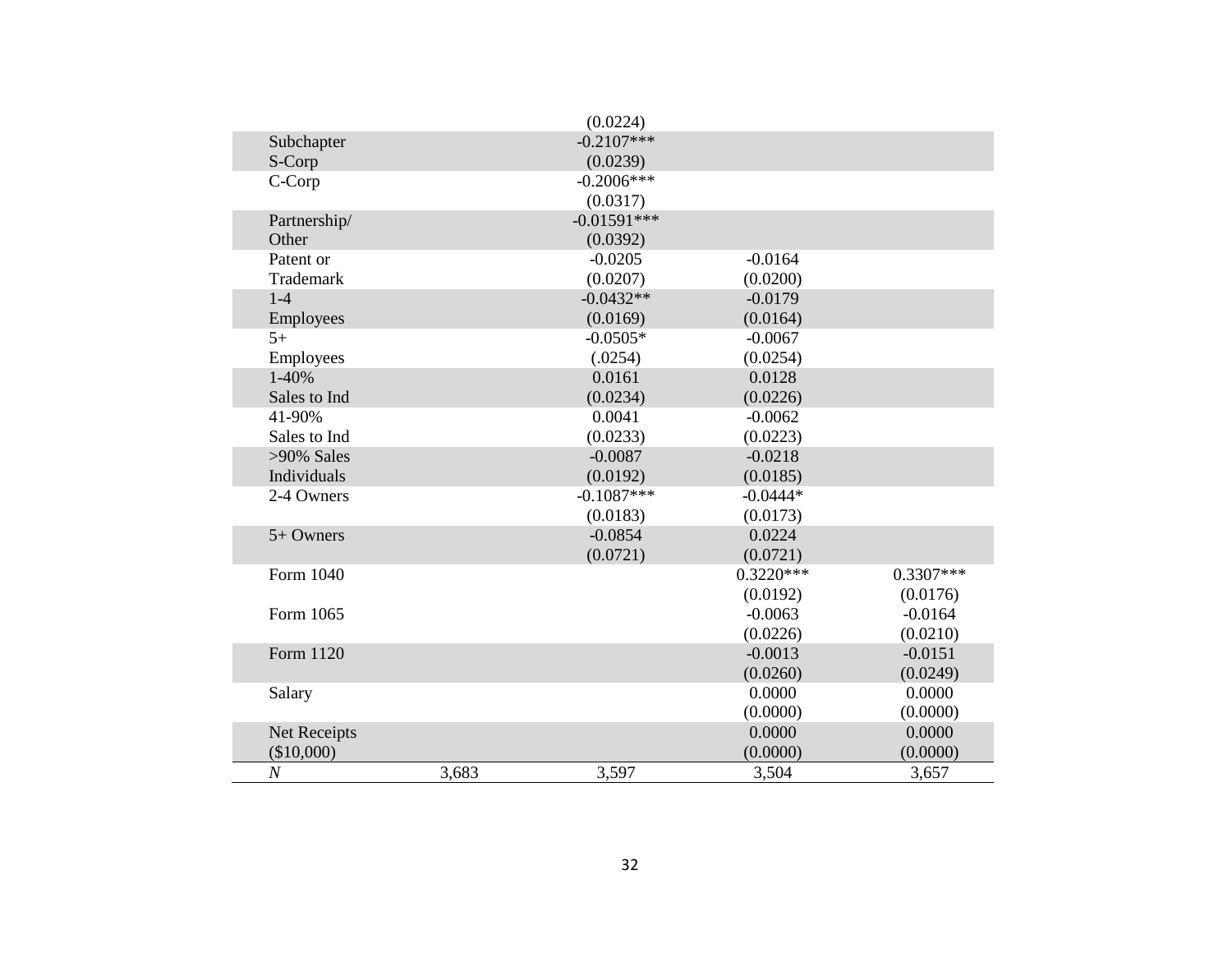| | | | | |
|---|---|---|---|---|
| | | (0.0224) | | |
| Subchapter S-Corp | | -0.2107*** (0.0239) | | |
| C-Corp | | -0.2006*** (0.0317) | | |
| Partnership/ Other | | -0.01591*** (0.0392) | | |
| Patent or Trademark | | -0.0205 (0.0207) | -0.0164 (0.0200) | |
| 1-4 Employees | | -0.0432** (0.0169) | -0.0179 (0.0164) | |
| 5+ Employees | | -0.0505* (.0254) | -0.0067 (0.0254) | |
| 1-40% Sales to Ind | | 0.0161 (0.0234) | 0.0128 (0.0226) | |
| 41-90% Sales to Ind | | 0.0041 (0.0233) | -0.0062 (0.0223) | |
| >90% Sales Individuals | | -0.0087 (0.0192) | -0.0218 (0.0185) | |
| 2-4 Owners | | -0.1087*** (0.0183) | -0.0444* (0.0173) | |
| 5+ Owners | | -0.0854 (0.0721) | 0.0224 (0.0721) | |
| Form 1040 | | | 0.3220*** (0.0192) | 0.3307*** (0.0176) |
| Form 1065 | | | -0.0063 (0.0226) | -0.0164 (0.0210) |
| Form 1120 | | | -0.0013 (0.0260) | -0.0151 (0.0249) |
| Salary | | | 0.0000 (0.0000) | 0.0000 (0.0000) |
| Net Receipts ($10,000) | | | 0.0000 (0.0000) | 0.0000 (0.0000) |
| *N* | 3,683 | 3,597 | 3,504 | 3,657 |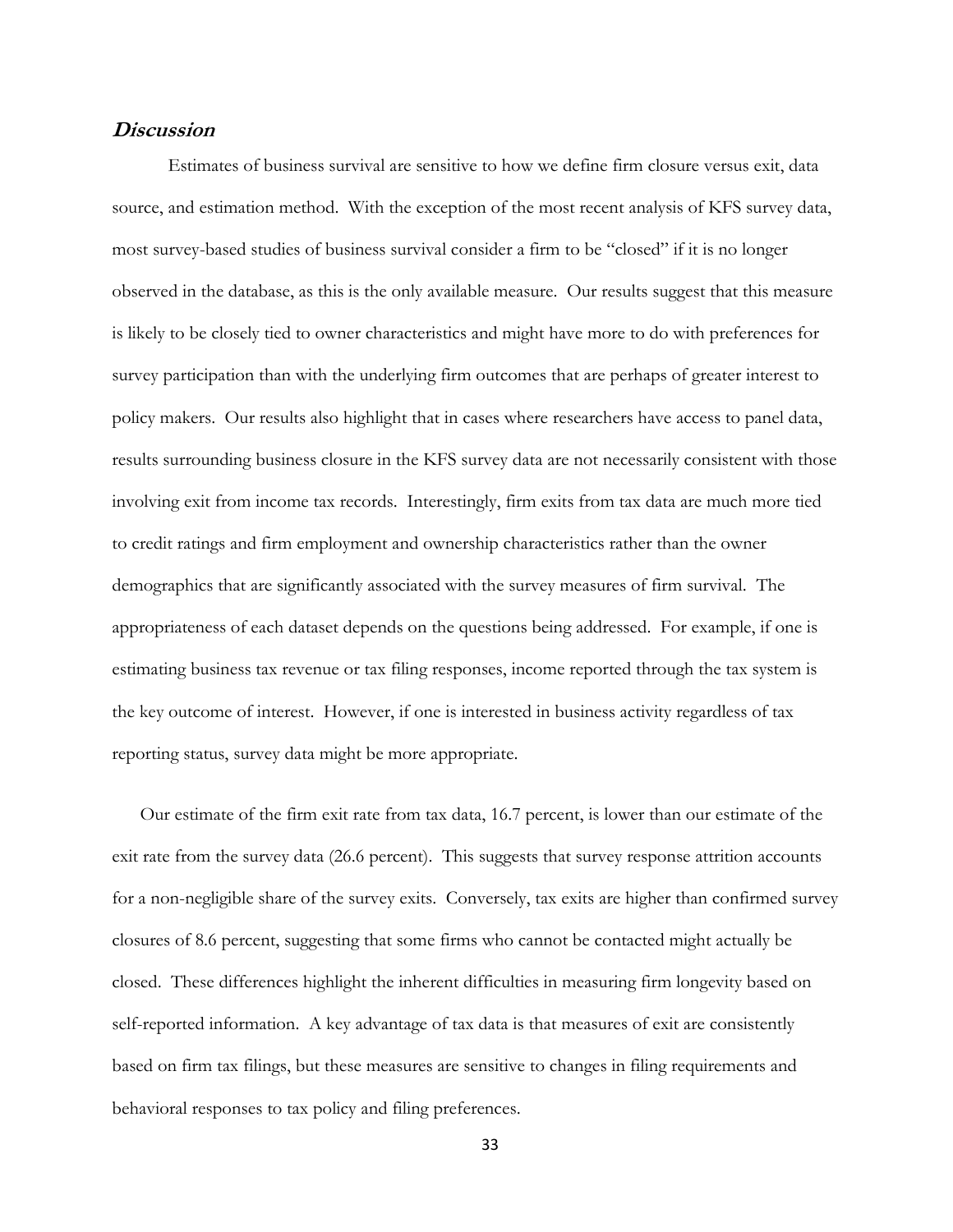## *Discussion*

Estimates of business survival are sensitive to how we define firm closure versus exit, data source, and estimation method. With the exception of the most recent analysis of KFS survey data, most survey-based studies of business survival consider a firm to be "closed" if it is no longer observed in the database, as this is the only available measure. Our results suggest that this measure is likely to be closely tied to owner characteristics and might have more to do with preferences for survey participation than with the underlying firm outcomes that are perhaps of greater interest to policy makers. Our results also highlight that in cases where researchers have access to panel data, results surrounding business closure in the KFS survey data are not necessarily consistent with those involving exit from income tax records. Interestingly, firm exits from tax data are much more tied to credit ratings and firm employment and ownership characteristics rather than the owner demographics that are significantly associated with the survey measures of firm survival. The appropriateness of each dataset depends on the questions being addressed. For example, if one is estimating business tax revenue or tax filing responses, income reported through the tax system is the key outcome of interest. However, if one is interested in business activity regardless of tax reporting status, survey data might be more appropriate.

Our estimate of the firm exit rate from tax data, 16.7 percent, is lower than our estimate of the exit rate from the survey data (26.6 percent). This suggests that survey response attrition accounts for a non-negligible share of the survey exits. Conversely, tax exits are higher than confirmed survey closures of 8.6 percent, suggesting that some firms who cannot be contacted might actually be closed. These differences highlight the inherent difficulties in measuring firm longevity based on self-reported information. A key advantage of tax data is that measures of exit are consistently based on firm tax filings, but these measures are sensitive to changes in filing requirements and behavioral responses to tax policy and filing preferences.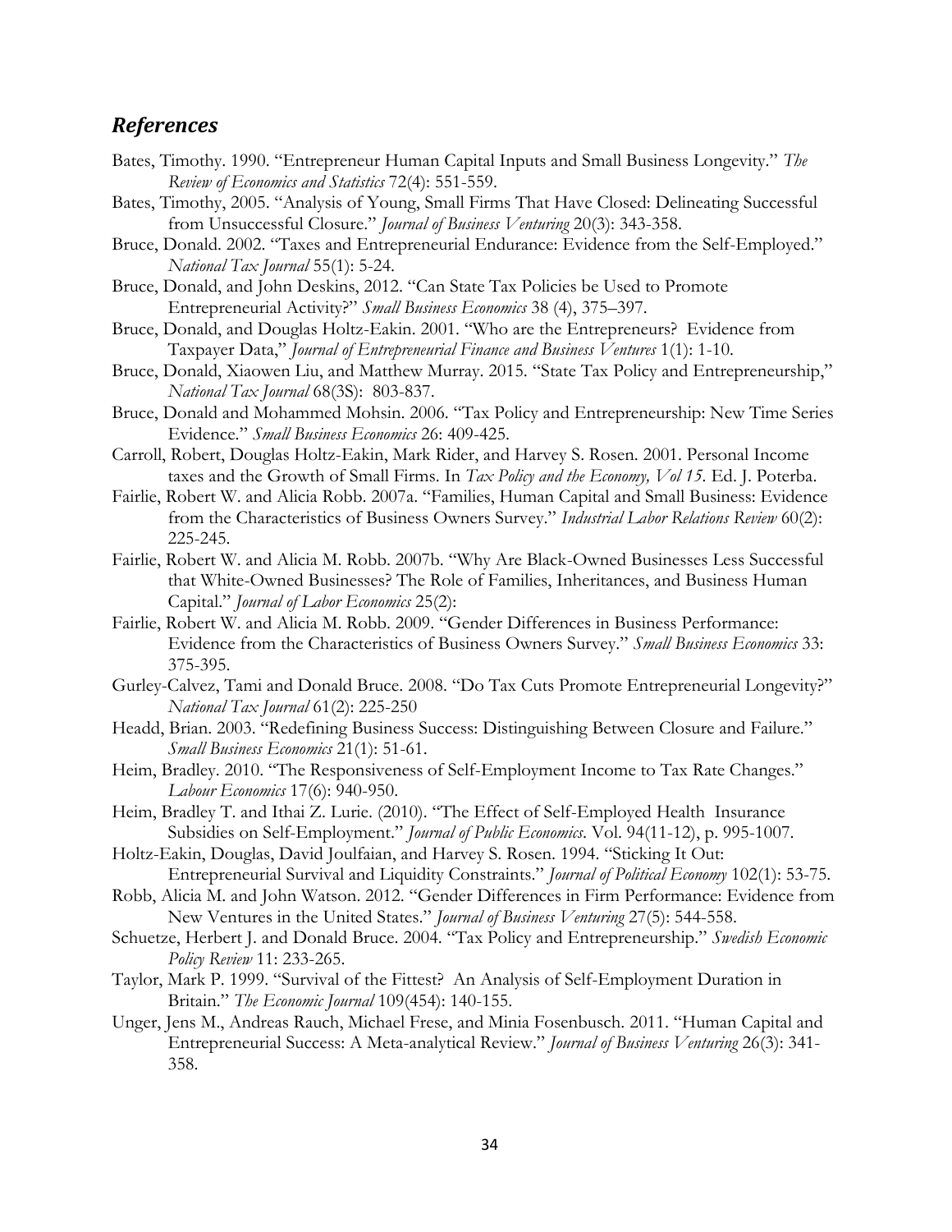## *References*

Bates, Timothy. 1990. "Entrepreneur Human Capital Inputs and Small Business Longevity." *The Review of Economics and Statistics* 72(4): 551-559.

Bates, Timothy, 2005. "Analysis of Young, Small Firms That Have Closed: Delineating Successful from Unsuccessful Closure." *Journal of Business Venturing* 20(3): 343-358.

Bruce, Donald. 2002. "Taxes and Entrepreneurial Endurance: Evidence from the Self-Employed." *National Tax Journal* 55(1): 5-24.

Bruce, Donald, and John Deskins, 2012. "Can State Tax Policies be Used to Promote Entrepreneurial Activity?" *Small Business Economics* 38 (4), 375–397.

Bruce, Donald, and Douglas Holtz-Eakin. 2001. "Who are the Entrepreneurs? Evidence from Taxpayer Data," *Journal of Entrepreneurial Finance and Business Ventures* 1(1): 1-10.

Bruce, Donald, Xiaowen Liu, and Matthew Murray. 2015. "State Tax Policy and Entrepreneurship," *National Tax Journal* 68(3S): 803-837.

Bruce, Donald and Mohammed Mohsin. 2006. "Tax Policy and Entrepreneurship: New Time Series Evidence." *Small Business Economics* 26: 409-425.

Carroll, Robert, Douglas Holtz-Eakin, Mark Rider, and Harvey S. Rosen. 2001. Personal Income taxes and the Growth of Small Firms. In *Tax Policy and the Economy, Vol 15*. Ed. J. Poterba.

Fairlie, Robert W. and Alicia Robb. 2007a. "Families, Human Capital and Small Business: Evidence from the Characteristics of Business Owners Survey." *Industrial Labor Relations Review* 60(2): 225-245.

Fairlie, Robert W. and Alicia M. Robb. 2007b. "Why Are Black-Owned Businesses Less Successful that White-Owned Businesses? The Role of Families, Inheritances, and Business Human Capital." *Journal of Labor Economics* 25(2):

Fairlie, Robert W. and Alicia M. Robb. 2009. "Gender Differences in Business Performance: Evidence from the Characteristics of Business Owners Survey." *Small Business Economics* 33: 375-395.

Gurley-Calvez, Tami and Donald Bruce. 2008. "Do Tax Cuts Promote Entrepreneurial Longevity?" *National Tax Journal* 61(2): 225-250

Headd, Brian. 2003. "Redefining Business Success: Distinguishing Between Closure and Failure." *Small Business Economics* 21(1): 51-61.

Heim, Bradley. 2010. "The Responsiveness of Self-Employment Income to Tax Rate Changes." *Labour Economics* 17(6): 940-950.

Heim, Bradley T. and Ithai Z. Lurie. (2010). "The Effect of Self-Employed Health Insurance Subsidies on Self-Employment." *Journal of Public Economics*. Vol. 94(11-12), p. 995-1007.

Holtz-Eakin, Douglas, David Joulfaian, and Harvey S. Rosen. 1994. "Sticking It Out: Entrepreneurial Survival and Liquidity Constraints." *Journal of Political Economy* 102(1): 53-75.

Robb, Alicia M. and John Watson. 2012. "Gender Differences in Firm Performance: Evidence from New Ventures in the United States." *Journal of Business Venturing* 27(5): 544-558.

Schuetze, Herbert J. and Donald Bruce. 2004. "Tax Policy and Entrepreneurship." *Swedish Economic Policy Review* 11: 233-265.

Taylor, Mark P. 1999. "Survival of the Fittest? An Analysis of Self-Employment Duration in Britain." *The Economic Journal* 109(454): 140-155.

Unger, Jens M., Andreas Rauch, Michael Frese, and Minia Fosenbusch. 2011. "Human Capital and Entrepreneurial Success: A Meta-analytical Review." *Journal of Business Venturing* 26(3): 341-358.